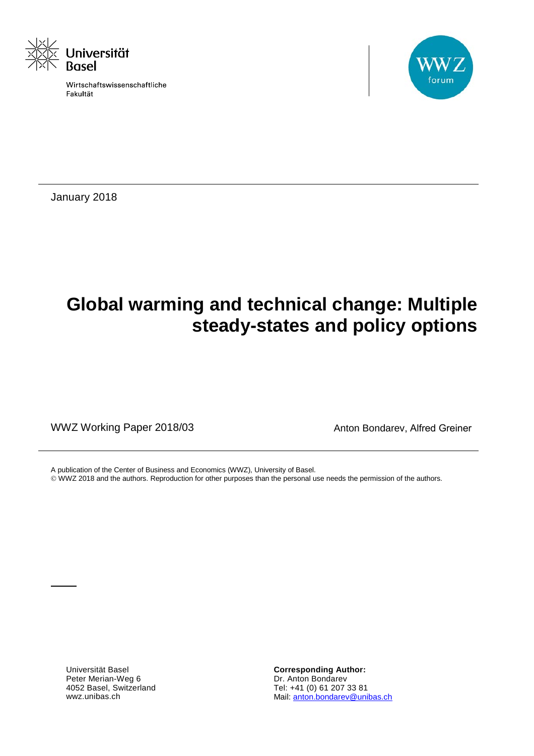Universität Basel

Wirtschaftswissenschaftliche Fakultät

WWZ forum

January 2018

# Global warming and technical change: Multiple steady-states and policy options

WWZ Working Paper 2018/03

Anton Bondarev, Alfred Greiner

A publication of the Center of Business and Economics (WWZ), University of Basel.
© WWZ 2018 and the authors. Reproduction for other purposes than the personal use needs the permission of the authors.

Universität Basel
Peter Merian-Weg 6
4052 Basel, Switzerland
wwz.unibas.ch

**Corresponding Author:**
Dr. Anton Bondarev
Tel: +41 (0) 61 207 33 81
Mail: anton.bondarev@unibas.ch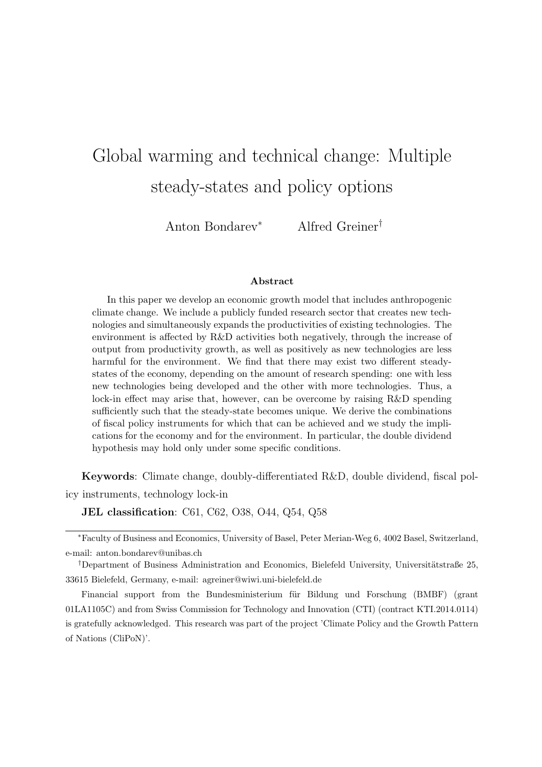# Global warming and technical change: Multiple steady-states and policy options

Anton Bondarev[*] Alfred Greiner[†]

### Abstract

In this paper we develop an economic growth model that includes anthropogenic climate change. We include a publicly funded research sector that creates new technologies and simultaneously expands the productivities of existing technologies. The environment is affected by R&D activities both negatively, through the increase of output from productivity growth, as well as positively as new technologies are less harmful for the environment. We find that there may exist two different steady-states of the economy, depending on the amount of research spending: one with less new technologies being developed and the other with more technologies. Thus, a lock-in effect may arise that, however, can be overcome by raising R&D spending sufficiently such that the steady-state becomes unique. We derive the combinations of fiscal policy instruments for which that can be achieved and we study the implications for the economy and for the environment. In particular, the double dividend hypothesis may hold only under some specific conditions.

**Keywords**: Climate change, doubly-differentiated R&D, double dividend, fiscal policy instruments, technology lock-in

**JEL classification**: C61, C62, O38, O44, Q54, Q58

---

[*] Faculty of Business and Economics, University of Basel, Peter Merian-Weg 6, 4002 Basel, Switzerland, e-mail: anton.bondarev@unibas.ch

[†] Department of Business Administration and Economics, Bielefeld University, Universitätstraße 25, 33615 Bielefeld, Germany, e-mail: agreiner@wiwi.uni-bielefeld.de

Financial support from the Bundesministerium für Bildung und Forschung (BMBF) (grant 01LA1105C) and from Swiss Commission for Technology and Innovation (CTI) (contract KTI.2014.0114) is gratefully acknowledged. This research was part of the project 'Climate Policy and the Growth Pattern of Nations (CliPoN)'.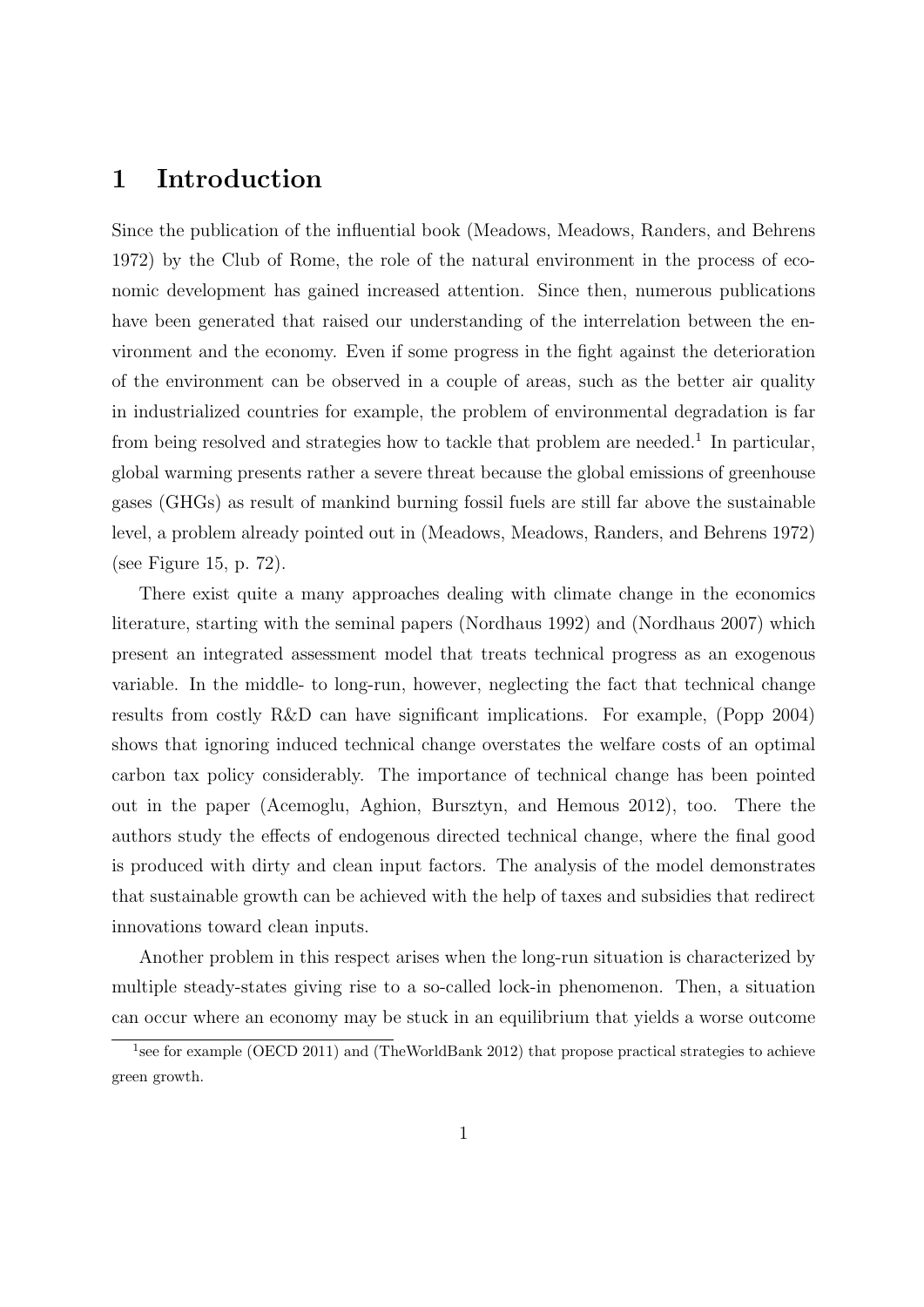# 1 Introduction

Since the publication of the influential book (Meadows, Meadows, Randers, and Behrens 1972) by the Club of Rome, the role of the natural environment in the process of economic development has gained increased attention. Since then, numerous publications have been generated that raised our understanding of the interrelation between the environment and the economy. Even if some progress in the fight against the deterioration of the environment can be observed in a couple of areas, such as the better air quality in industrialized countries for example, the problem of environmental degradation is far from being resolved and strategies how to tackle that problem are needed.[1] In particular, global warming presents rather a severe threat because the global emissions of greenhouse gases (GHGs) as result of mankind burning fossil fuels are still far above the sustainable level, a problem already pointed out in (Meadows, Meadows, Randers, and Behrens 1972) (see Figure 15, p. 72).

There exist quite a many approaches dealing with climate change in the economics literature, starting with the seminal papers (Nordhaus 1992) and (Nordhaus 2007) which present an integrated assessment model that treats technical progress as an exogenous variable. In the middle- to long-run, however, neglecting the fact that technical change results from costly R&D can have significant implications. For example, (Popp 2004) shows that ignoring induced technical change overstates the welfare costs of an optimal carbon tax policy considerably. The importance of technical change has been pointed out in the paper (Acemoglu, Aghion, Bursztyn, and Hemous 2012), too. There the authors study the effects of endogenous directed technical change, where the final good is produced with dirty and clean input factors. The analysis of the model demonstrates that sustainable growth can be achieved with the help of taxes and subsidies that redirect innovations toward clean inputs.

Another problem in this respect arises when the long-run situation is characterized by multiple steady-states giving rise to a so-called lock-in phenomenon. Then, a situation can occur where an economy may be stuck in an equilibrium that yields a worse outcome

[1] see for example (OECD 2011) and (TheWorldBank 2012) that propose practical strategies to achieve green growth.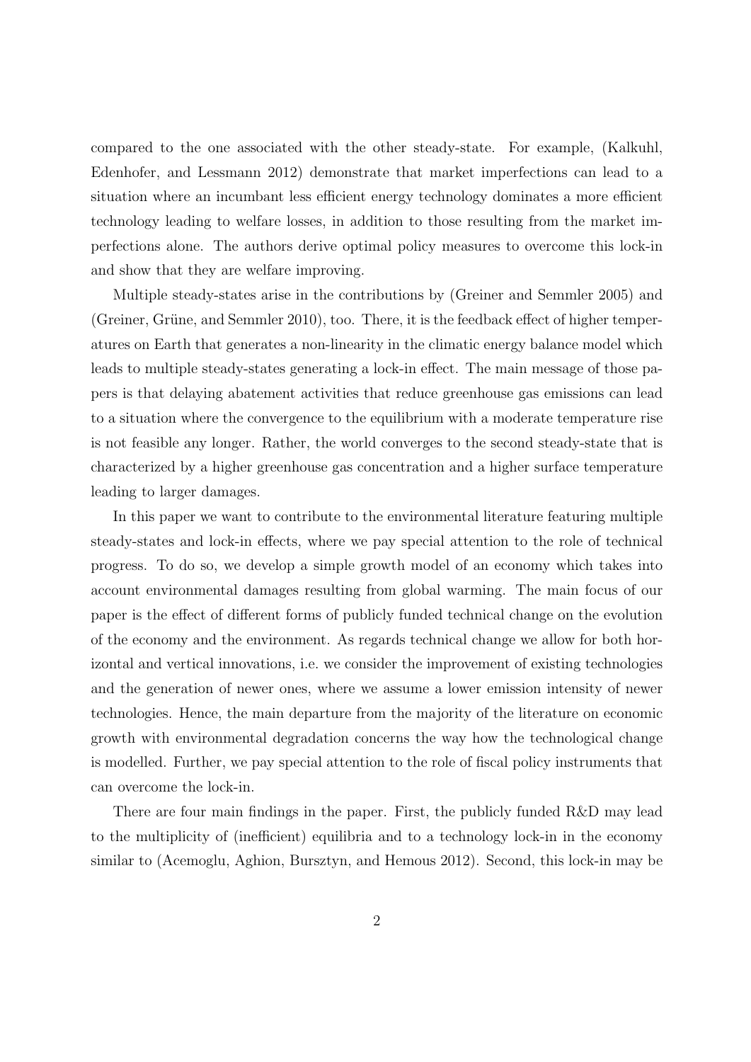compared to the one associated with the other steady-state. For example, (Kalkuhl, Edenhofer, and Lessmann 2012) demonstrate that market imperfections can lead to a situation where an incumbant less efficient energy technology dominates a more efficient technology leading to welfare losses, in addition to those resulting from the market imperfections alone. The authors derive optimal policy measures to overcome this lock-in and show that they are welfare improving.

Multiple steady-states arise in the contributions by (Greiner and Semmler 2005) and (Greiner, Grüne, and Semmler 2010), too. There, it is the feedback effect of higher temperatures on Earth that generates a non-linearity in the climatic energy balance model which leads to multiple steady-states generating a lock-in effect. The main message of those papers is that delaying abatement activities that reduce greenhouse gas emissions can lead to a situation where the convergence to the equilibrium with a moderate temperature rise is not feasible any longer. Rather, the world converges to the second steady-state that is characterized by a higher greenhouse gas concentration and a higher surface temperature leading to larger damages.

In this paper we want to contribute to the environmental literature featuring multiple steady-states and lock-in effects, where we pay special attention to the role of technical progress. To do so, we develop a simple growth model of an economy which takes into account environmental damages resulting from global warming. The main focus of our paper is the effect of different forms of publicly funded technical change on the evolution of the economy and the environment. As regards technical change we allow for both horizontal and vertical innovations, i.e. we consider the improvement of existing technologies and the generation of newer ones, where we assume a lower emission intensity of newer technologies. Hence, the main departure from the majority of the literature on economic growth with environmental degradation concerns the way how the technological change is modelled. Further, we pay special attention to the role of fiscal policy instruments that can overcome the lock-in.

There are four main findings in the paper. First, the publicly funded R&D may lead to the multiplicity of (inefficient) equilibria and to a technology lock-in in the economy similar to (Acemoglu, Aghion, Bursztyn, and Hemous 2012). Second, this lock-in may be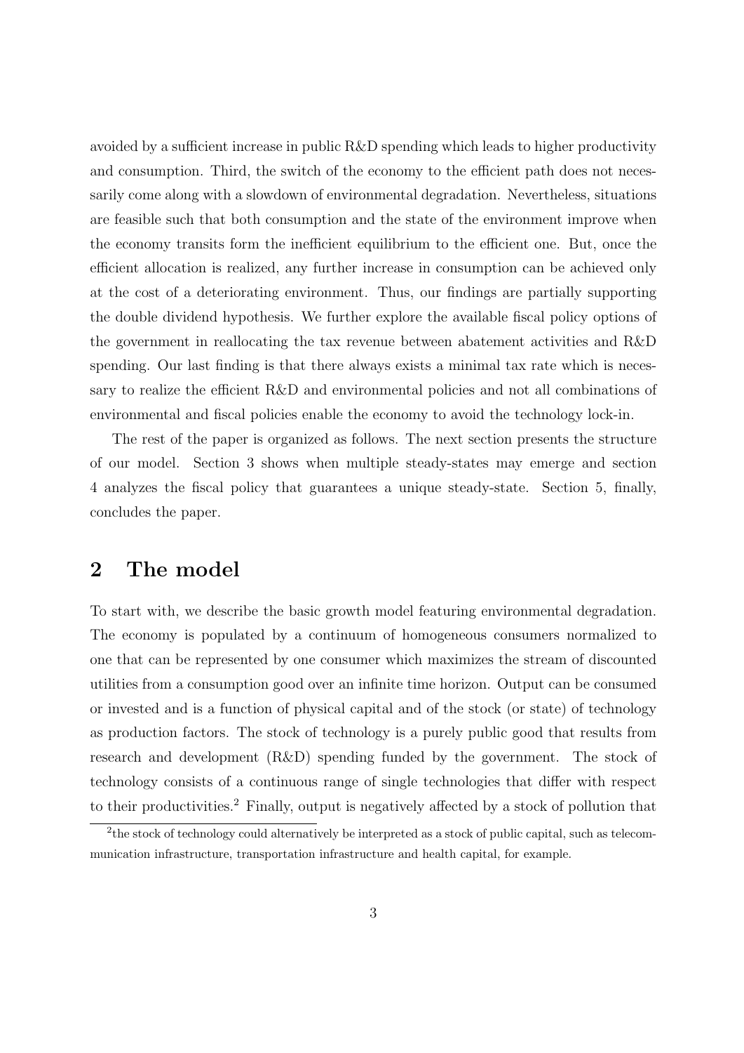avoided by a sufficient increase in public R&D spending which leads to higher productivity and consumption. Third, the switch of the economy to the efficient path does not necessarily come along with a slowdown of environmental degradation. Nevertheless, situations are feasible such that both consumption and the state of the environment improve when the economy transits form the inefficient equilibrium to the efficient one. But, once the efficient allocation is realized, any further increase in consumption can be achieved only at the cost of a deteriorating environment. Thus, our findings are partially supporting the double dividend hypothesis. We further explore the available fiscal policy options of the government in reallocating the tax revenue between abatement activities and R&D spending. Our last finding is that there always exists a minimal tax rate which is necessary to realize the efficient R&D and environmental policies and not all combinations of environmental and fiscal policies enable the economy to avoid the technology lock-in.

The rest of the paper is organized as follows. The next section presents the structure of our model. Section 3 shows when multiple steady-states may emerge and section 4 analyzes the fiscal policy that guarantees a unique steady-state. Section 5, finally, concludes the paper.

## 2 The model

To start with, we describe the basic growth model featuring environmental degradation. The economy is populated by a continuum of homogeneous consumers normalized to one that can be represented by one consumer which maximizes the stream of discounted utilities from a consumption good over an infinite time horizon. Output can be consumed or invested and is a function of physical capital and of the stock (or state) of technology as production factors. The stock of technology is a purely public good that results from research and development (R&D) spending funded by the government. The stock of technology consists of a continuous range of single technologies that differ with respect to their productivities.[2] Finally, output is negatively affected by a stock of pollution that

[2] the stock of technology could alternatively be interpreted as a stock of public capital, such as telecommunication infrastructure, transportation infrastructure and health capital, for example.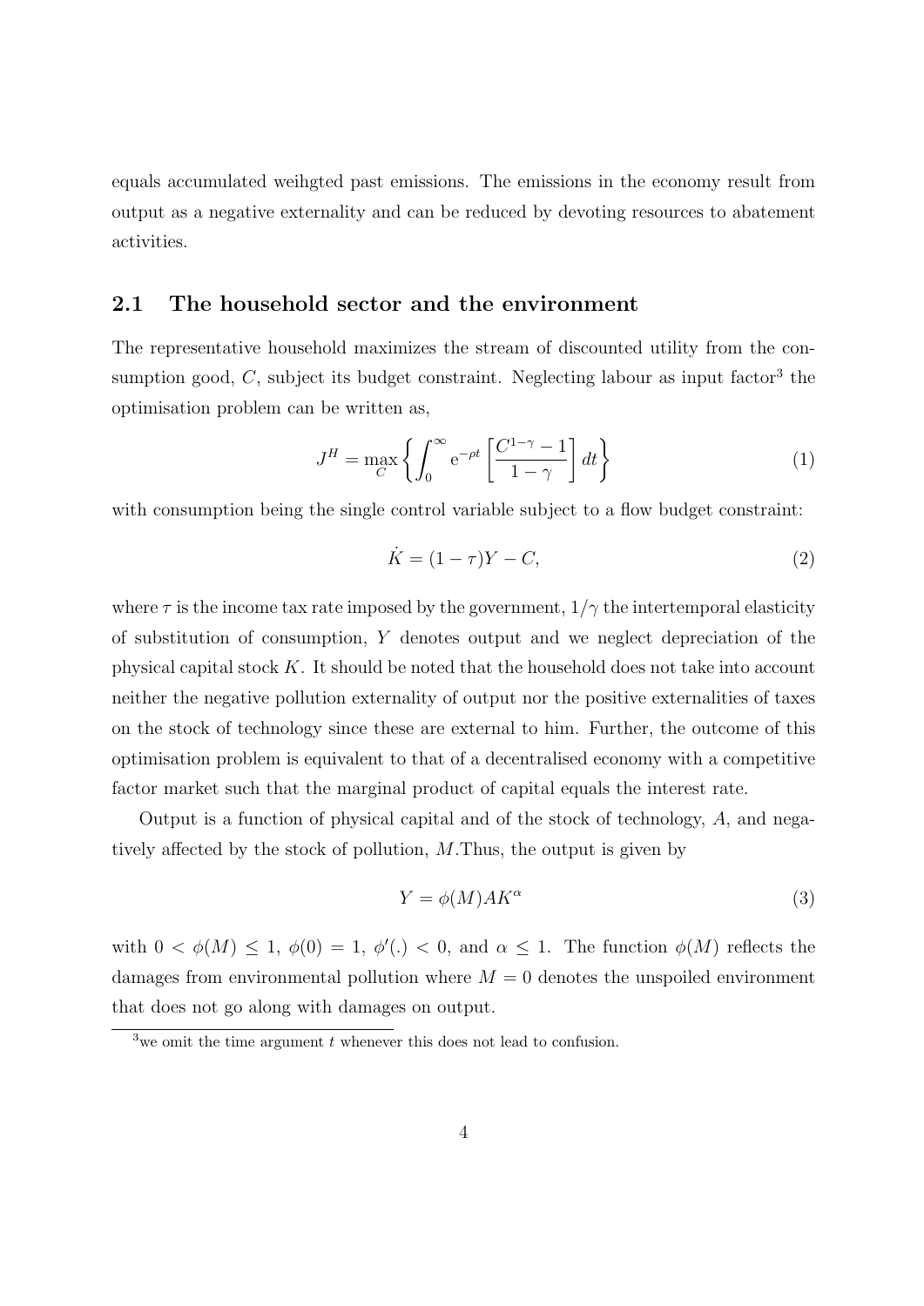equals accumulated weihgted past emissions. The emissions in the economy result from output as a negative externality and can be reduced by devoting resources to abatement activities.

## 2.1 The household sector and the environment

The representative household maximizes the stream of discounted utility from the consumption good, $C$, subject its budget constraint. Neglecting labour as input factor[3] the optimisation problem can be written as,

$$J^H = \max_C \left\{ \int_0^\infty \mathrm{e}^{-\rho t} \left[ \frac{C^{1-\gamma} - 1}{1-\gamma} \right] dt \right\} \tag{1}$$

with consumption being the single control variable subject to a flow budget constraint:

$$\dot{K} = (1-\tau)Y - C, \tag{2}$$

where $\tau$ is the income tax rate imposed by the government, $1/\gamma$ the intertemporal elasticity of substitution of consumption, $Y$ denotes output and we neglect depreciation of the physical capital stock $K$. It should be noted that the household does not take into account neither the negative pollution externality of output nor the positive externalities of taxes on the stock of technology since these are external to him. Further, the outcome of this optimisation problem is equivalent to that of a decentralised economy with a competitive factor market such that the marginal product of capital equals the interest rate.

Output is a function of physical capital and of the stock of technology, $A$, and negatively affected by the stock of pollution, $M$.Thus, the output is given by

$$Y = \phi(M) A K^\alpha \tag{3}$$

with $0 < \phi(M) \leq 1$, $\phi(0) = 1$, $\phi'(.) < 0$, and $\alpha \leq 1$. The function $\phi(M)$ reflects the damages from environmental pollution where $M = 0$ denotes the unspoiled environment that does not go along with damages on output.

[3] we omit the time argument $t$ whenever this does not lead to confusion.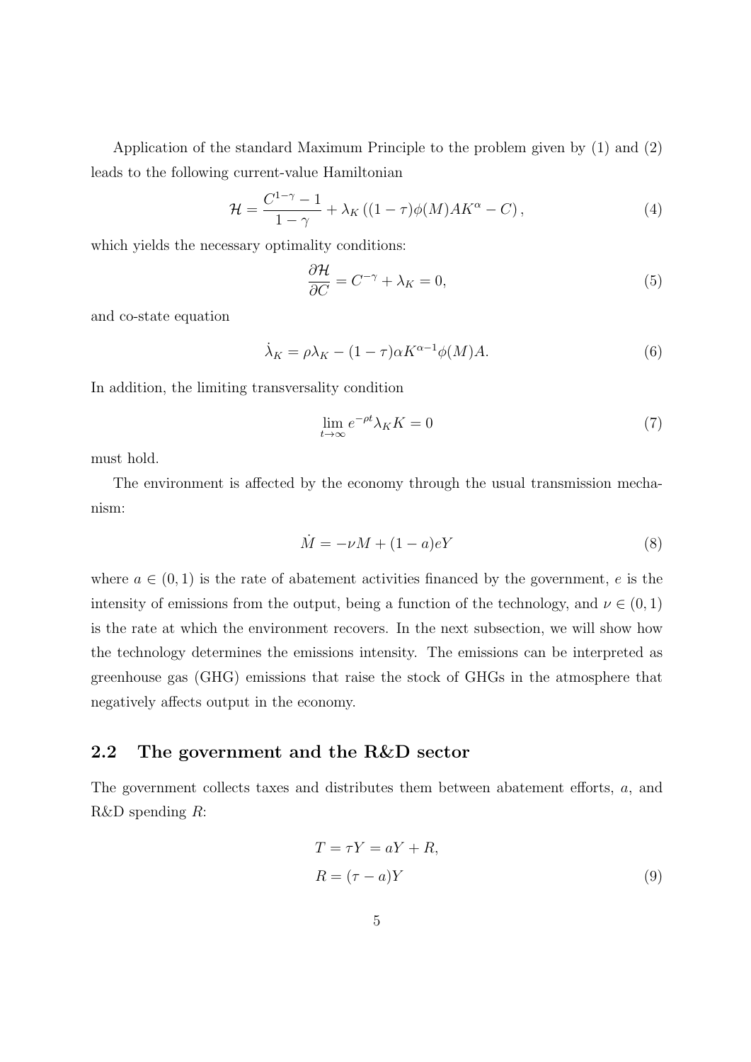Application of the standard Maximum Principle to the problem given by (1) and (2) leads to the following current-value Hamiltonian

$$\mathcal{H} = \frac{C^{1-\gamma} - 1}{1-\gamma} + \lambda_K \left( (1-\tau)\phi(M)AK^{\alpha} - C \right), \tag{4}$$

which yields the necessary optimality conditions:

$$\frac{\partial \mathcal{H}}{\partial C} = C^{-\gamma} + \lambda_K = 0, \tag{5}$$

and co-state equation

$$\dot{\lambda}_K = \rho\lambda_K - (1-\tau)\alpha K^{\alpha-1}\phi(M)A. \tag{6}$$

In addition, the limiting transversality condition

$$\lim_{t\to\infty} e^{-\rho t}\lambda_K K = 0 \tag{7}$$

must hold.

The environment is affected by the economy through the usual transmission mechanism:

$$\dot{M} = -\nu M + (1-a)eY \tag{8}$$

where $a \in (0,1)$ is the rate of abatement activities financed by the government, $e$ is the intensity of emissions from the output, being a function of the technology, and $\nu \in (0,1)$ is the rate at which the environment recovers. In the next subsection, we will show how the technology determines the emissions intensity. The emissions can be interpreted as greenhouse gas (GHG) emissions that raise the stock of GHGs in the atmosphere that negatively affects output in the economy.

## 2.2 The government and the R&D sector

The government collects taxes and distributes them between abatement efforts, $a$, and R&D spending $R$:

$$\begin{aligned} T = \tau Y &= aY + R, \\ R &= (\tau - a)Y \end{aligned} \tag{9}$$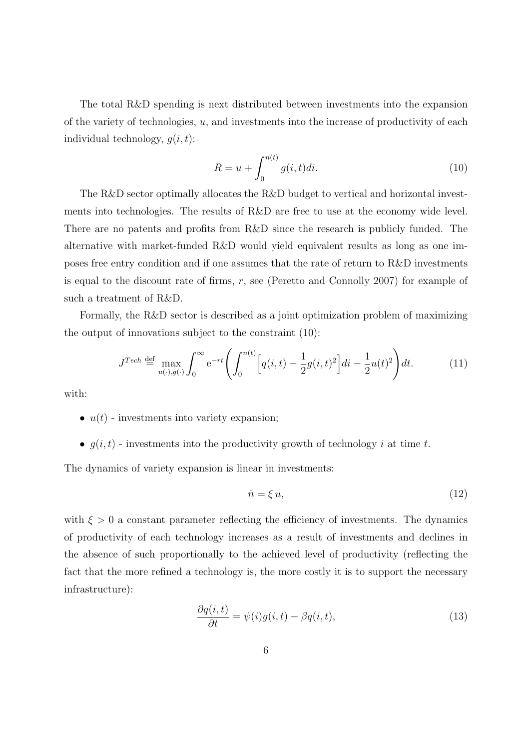The total R&D spending is next distributed between investments into the expansion of the variety of technologies, $u$, and investments into the increase of productivity of each individual technology, $g(i,t)$:

$$R = u + \int_0^{n(t)} g(i,t)di. \tag{10}$$

The R&D sector optimally allocates the R&D budget to vertical and horizontal investments into technologies. The results of R&D are free to use at the economy wide level. There are no patents and profits from R&D since the research is publicly funded. The alternative with market-funded R&D would yield equivalent results as long as one imposes free entry condition and if one assumes that the rate of return to R&D investments is equal to the discount rate of firms, $r$, see (Peretto and Connolly 2007) for example of such a treatment of R&D.

Formally, the R&D sector is described as a joint optimization problem of maximizing the output of innovations subject to the constraint (10):

$$J^{Tech} \stackrel{\text{def}}{=} \max_{u(\cdot),g(\cdot)} \int_0^{\infty} \mathrm{e}^{-rt} \left( \int_0^{n(t)} \Big[ q(i,t) - \frac{1}{2} g(i,t)^2 \Big] di - \frac{1}{2} u(t)^2 \right) dt. \tag{11}$$

with:

- $u(t)$ - investments into variety expansion;
- $g(i,t)$ - investments into the productivity growth of technology $i$ at time $t$.

The dynamics of variety expansion is linear in investments:

$$\dot{n} = \xi \, u, \tag{12}$$

with $\xi > 0$ a constant parameter reflecting the efficiency of investments. The dynamics of productivity of each technology increases as a result of investments and declines in the absence of such proportionally to the achieved level of productivity (reflecting the fact that the more refined a technology is, the more costly it is to support the necessary infrastructure):

$$\frac{\partial q(i,t)}{\partial t} = \psi(i) g(i,t) - \beta q(i,t), \tag{13}$$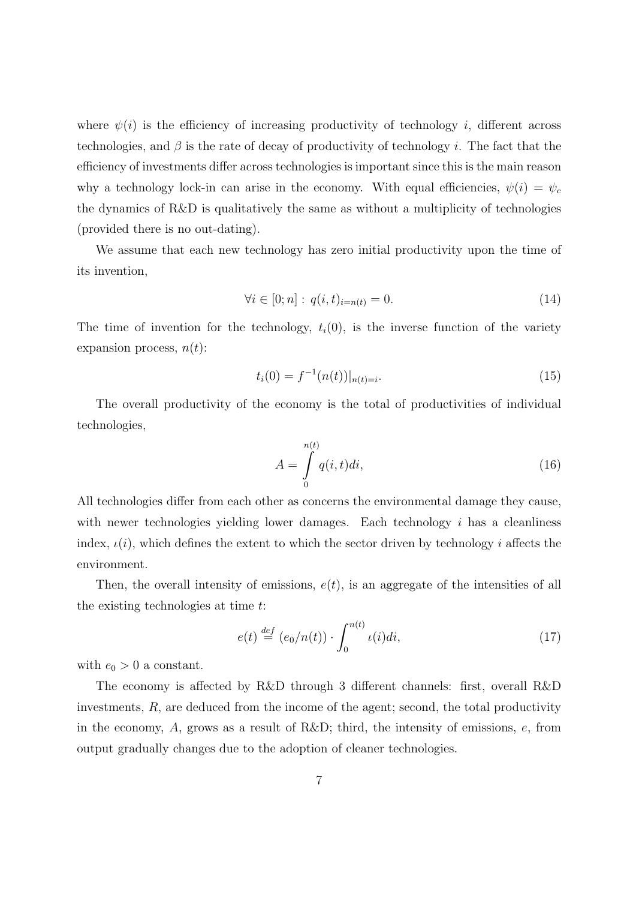where $\psi(i)$ is the efficiency of increasing productivity of technology $i$, different across technologies, and $\beta$ is the rate of decay of productivity of technology $i$. The fact that the efficiency of investments differ across technologies is important since this is the main reason why a technology lock-in can arise in the economy. With equal efficiencies, $\psi(i) = \psi_c$ the dynamics of R&D is qualitatively the same as without a multiplicity of technologies (provided there is no out-dating).

We assume that each new technology has zero initial productivity upon the time of its invention,

$$\forall i \in [0; n] : \; q(i,t)_{i=n(t)} = 0. \tag{14}$$

The time of invention for the technology, $t_i(0)$, is the inverse function of the variety expansion process, $n(t)$:

$$t_i(0) = f^{-1}(n(t))|_{n(t)=i}. \tag{15}$$

The overall productivity of the economy is the total of productivities of individual technologies,

$$A = \int_{0}^{n(t)} q(i,t)di, \tag{16}$$

All technologies differ from each other as concerns the environmental damage they cause, with newer technologies yielding lower damages. Each technology $i$ has a cleanliness index, $\iota(i)$, which defines the extent to which the sector driven by technology $i$ affects the environment.

Then, the overall intensity of emissions, $e(t)$, is an aggregate of the intensities of all the existing technologies at time $t$:

$$e(t) \stackrel{def}{=} (e_0/n(t)) \cdot \int_0^{n(t)} \iota(i)di, \tag{17}$$

with $e_0 > 0$ a constant.

The economy is affected by R&D through 3 different channels: first, overall R&D investments, $R$, are deduced from the income of the agent; second, the total productivity in the economy, $A$, grows as a result of R&D; third, the intensity of emissions, $e$, from output gradually changes due to the adoption of cleaner technologies.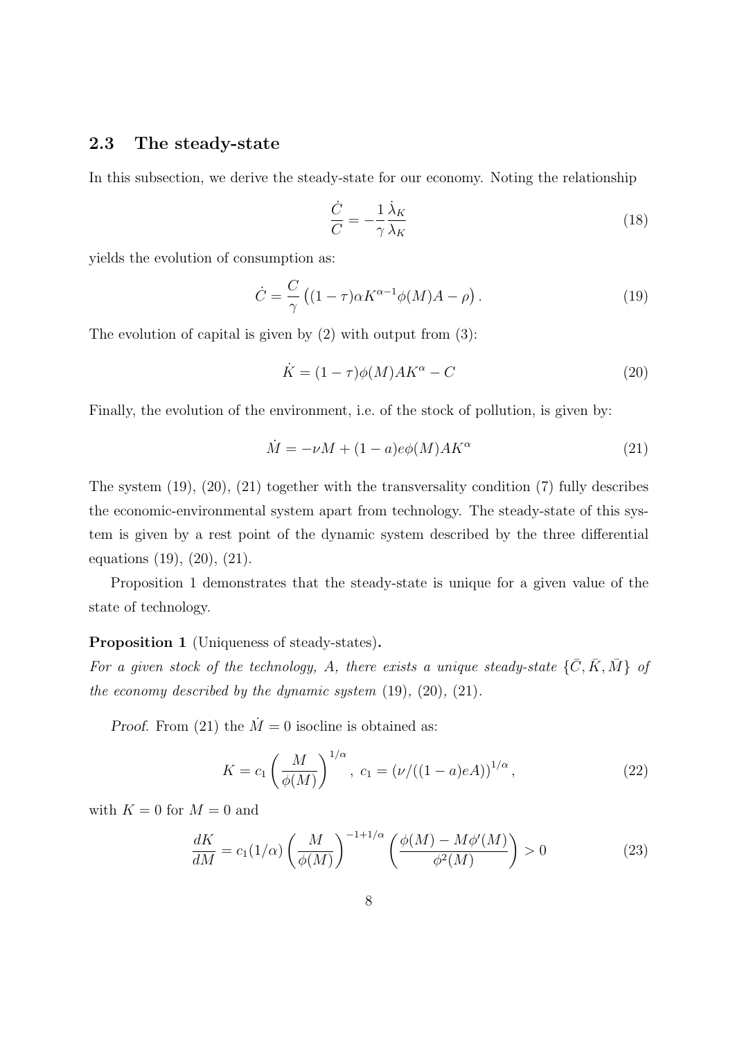### 2.3 The steady-state

In this subsection, we derive the steady-state for our economy. Noting the relationship

$$\frac{\dot{C}}{C} = -\frac{1}{\gamma}\frac{\dot{\lambda}_K}{\lambda_K} \tag{18}$$

yields the evolution of consumption as:

$$\dot{C} = \frac{C}{\gamma}\left((1-\tau)\alpha K^{\alpha-1}\phi(M)A - \rho\right). \tag{19}$$

The evolution of capital is given by (2) with output from (3):

$$\dot{K} = (1-\tau)\phi(M)AK^{\alpha} - C \tag{20}$$

Finally, the evolution of the environment, i.e. of the stock of pollution, is given by:

$$\dot{M} = -\nu M + (1-a)e\phi(M)AK^{\alpha} \tag{21}$$

The system (19), (20), (21) together with the transversality condition (7) fully describes the economic-environmental system apart from technology. The steady-state of this system is given by a rest point of the dynamic system described by the three differential equations (19), (20), (21).

Proposition 1 demonstrates that the steady-state is unique for a given value of the state of technology.

**Proposition 1** (Uniqueness of steady-states)**.**
*For a given stock of the technology, $A$, there exists a unique steady-state $\{\bar{C}, \bar{K}, \bar{M}\}$ of the economy described by the dynamic system* (19)*,* (20)*,* (21)*.*

*Proof.* From (21) the $\dot{M} = 0$ isocline is obtained as:

$$K = c_1\left(\frac{M}{\phi(M)}\right)^{1/\alpha},\ c_1 = \left(\nu/((1-a)eA)\right)^{1/\alpha}, \tag{22}$$

with $K = 0$ for $M = 0$ and

$$\frac{dK}{dM} = c_1(1/\alpha)\left(\frac{M}{\phi(M)}\right)^{-1+1/\alpha}\left(\frac{\phi(M) - M\phi'(M)}{\phi^2(M)}\right) > 0 \tag{23}$$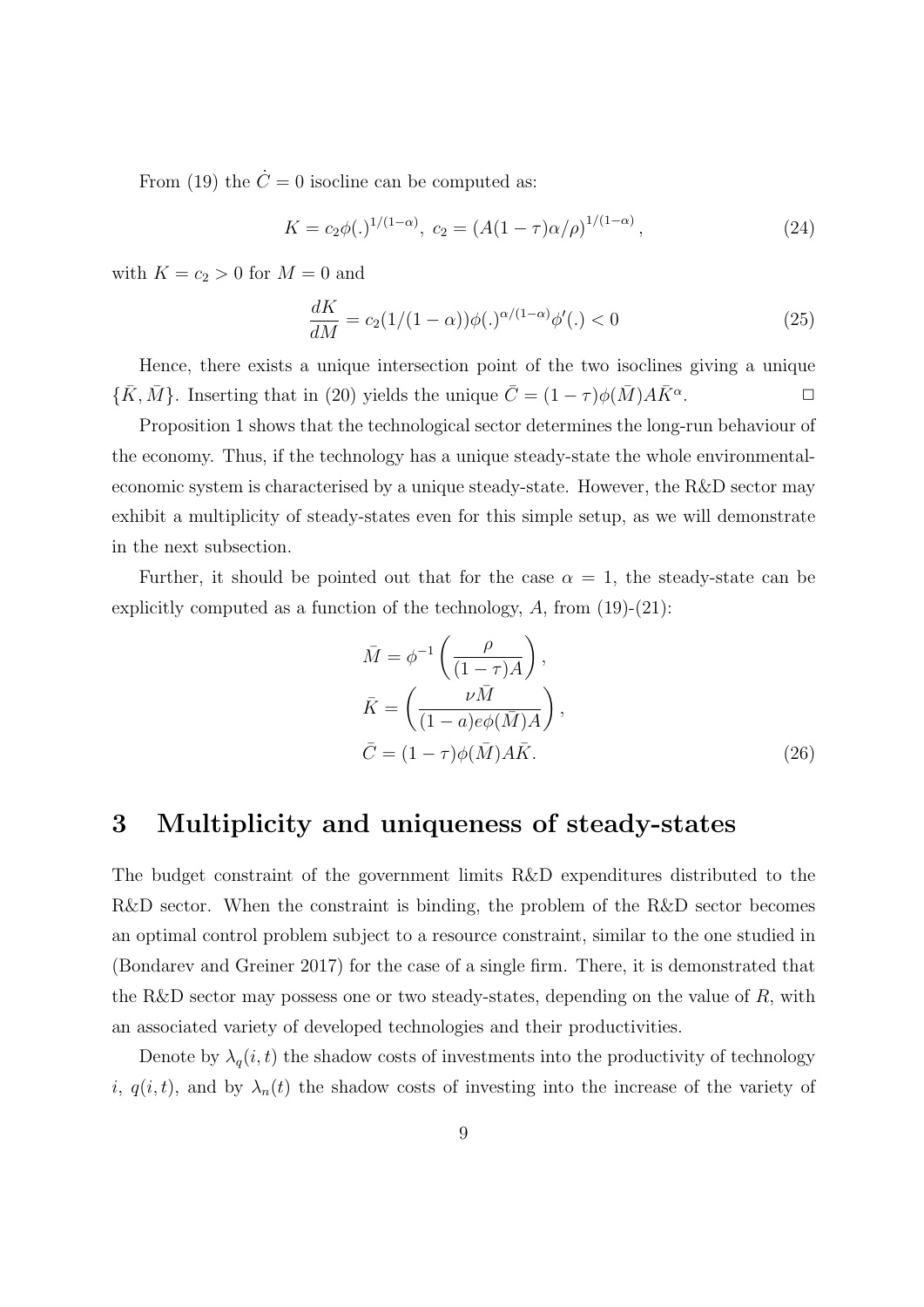From (19) the $\dot{C} = 0$ isocline can be computed as:

$$K = c_2 \phi(.)^{1/(1-\alpha)},\; c_2 = \left(A(1-\tau)\alpha/\rho\right)^{1/(1-\alpha)}, \tag{24}$$

with $K = c_2 > 0$ for $M = 0$ and

$$\frac{dK}{dM} = c_2(1/(1-\alpha))\phi(.)^{\alpha/(1-\alpha)}\phi'(.) < 0 \tag{25}$$

Hence, there exists a unique intersection point of the two isoclines giving a unique $\{\bar{K}, \bar{M}\}$. Inserting that in (20) yields the unique $\bar{C} = (1-\tau)\phi(\bar{M})A\bar{K}^{\alpha}$. □

Proposition 1 shows that the technological sector determines the long-run behaviour of the economy. Thus, if the technology has a unique steady-state the whole environmental-economic system is characterised by a unique steady-state. However, the R&D sector may exhibit a multiplicity of steady-states even for this simple setup, as we will demonstrate in the next subsection.

Further, it should be pointed out that for the case $\alpha = 1$, the steady-state can be explicitly computed as a function of the technology, $A$, from (19)-(21):

$$\begin{aligned}
\bar{M} &= \phi^{-1}\left(\frac{\rho}{(1-\tau)A}\right), \\
\bar{K} &= \left(\frac{\nu \bar{M}}{(1-a)e\phi(\bar{M})A}\right), \\
\bar{C} &= (1-\tau)\phi(\bar{M})A\bar{K}.
\end{aligned} \tag{26}$$

# 3 Multiplicity and uniqueness of steady-states

The budget constraint of the government limits R&D expenditures distributed to the R&D sector. When the constraint is binding, the problem of the R&D sector becomes an optimal control problem subject to a resource constraint, similar to the one studied in (Bondarev and Greiner 2017) for the case of a single firm. There, it is demonstrated that the R&D sector may possess one or two steady-states, depending on the value of $R$, with an associated variety of developed technologies and their productivities.

Denote by $\lambda_q(i,t)$ the shadow costs of investments into the productivity of technology $i$, $q(i,t)$, and by $\lambda_n(t)$ the shadow costs of investing into the increase of the variety of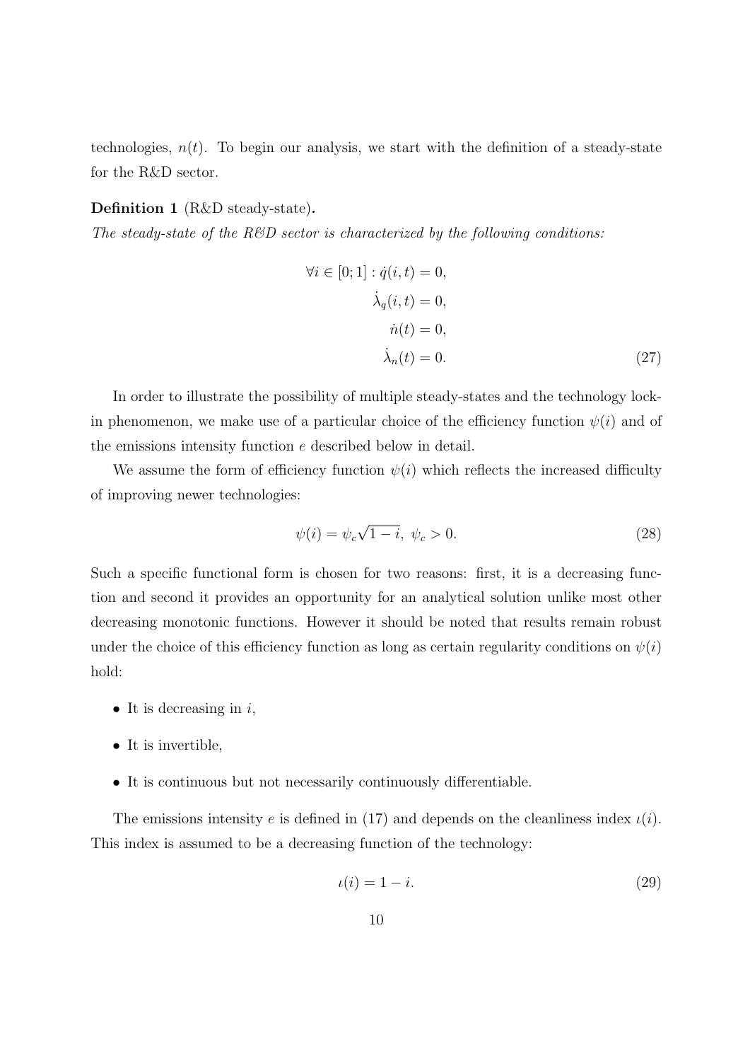technologies, $n(t)$. To begin our analysis, we start with the definition of a steady-state for the R&D sector.

**Definition 1** (R&D steady-state)**.**

*The steady-state of the R&D sector is characterized by the following conditions:*

$$
\begin{aligned}
\forall i \in [0;1] : \dot{q}(i,t) &= 0, \\
\dot{\lambda}_q(i,t) &= 0, \\
\dot{n}(t) &= 0, \\
\dot{\lambda}_n(t) &= 0.
\end{aligned}
\tag{27}
$$

In order to illustrate the possibility of multiple steady-states and the technology lock-in phenomenon, we make use of a particular choice of the efficiency function $\psi(i)$ and of the emissions intensity function $e$ described below in detail.

We assume the form of efficiency function $\psi(i)$ which reflects the increased difficulty of improving newer technologies:

$$
\psi(i) = \psi_c \sqrt{1-i}, \ \psi_c > 0. \tag{28}
$$

Such a specific functional form is chosen for two reasons: first, it is a decreasing function and second it provides an opportunity for an analytical solution unlike most other decreasing monotonic functions. However it should be noted that results remain robust under the choice of this efficiency function as long as certain regularity conditions on $\psi(i)$ hold:

- It is decreasing in $i$,
- It is invertible,
- It is continuous but not necessarily continuously differentiable.

The emissions intensity $e$ is defined in (17) and depends on the cleanliness index $\iota(i)$. This index is assumed to be a decreasing function of the technology:

$$
\iota(i) = 1 - i. \tag{29}
$$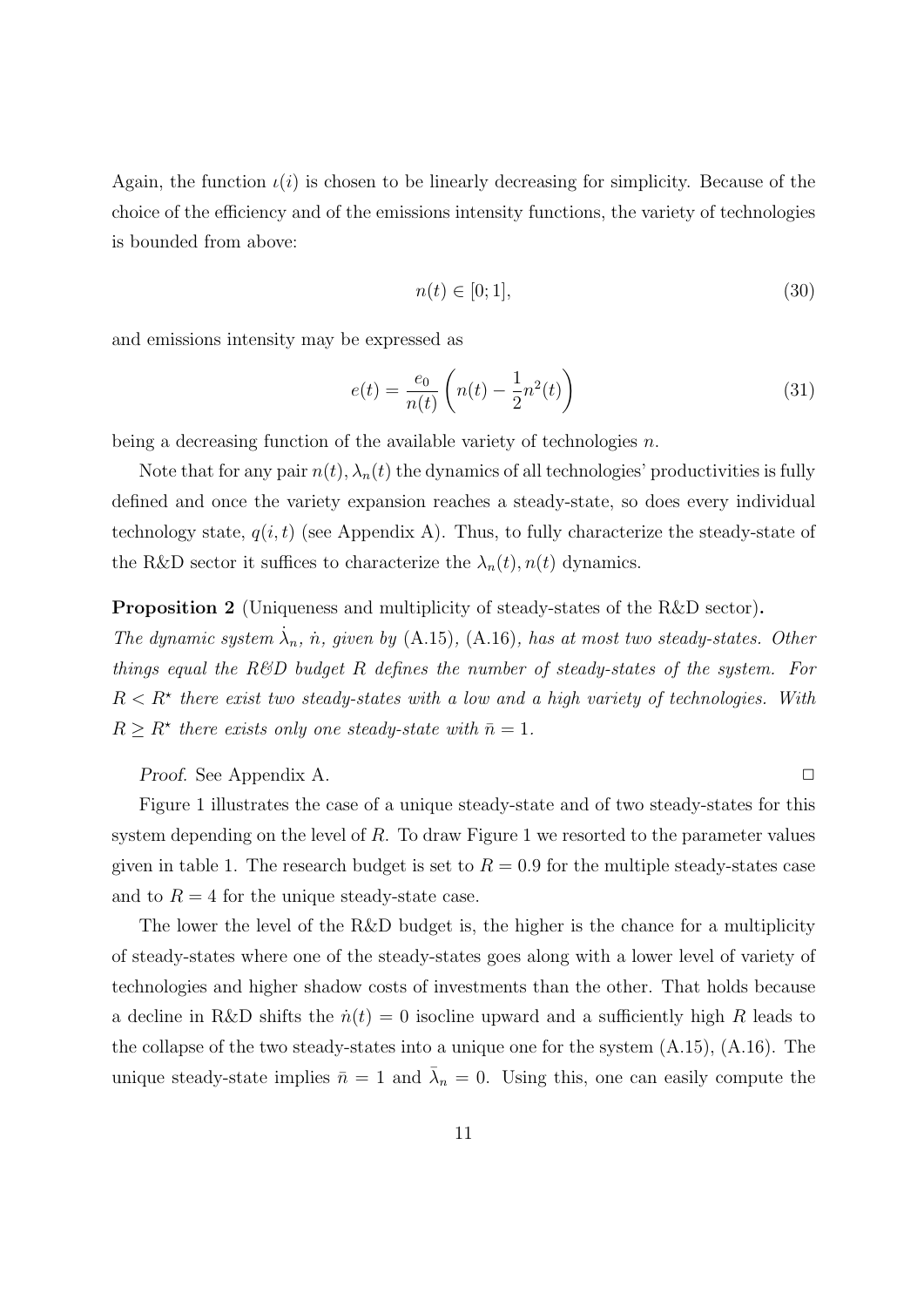Again, the function $\iota(i)$ is chosen to be linearly decreasing for simplicity. Because of the choice of the efficiency and of the emissions intensity functions, the variety of technologies is bounded from above:

$$n(t) \in [0; 1], \tag{30}$$

and emissions intensity may be expressed as

$$e(t) = \frac{e_0}{n(t)} \left( n(t) - \frac{1}{2} n^2(t) \right) \tag{31}$$

being a decreasing function of the available variety of technologies $n$.

Note that for any pair $n(t), \lambda_n(t)$ the dynamics of all technologies' productivities is fully defined and once the variety expansion reaches a steady-state, so does every individual technology state, $q(i, t)$ (see Appendix A). Thus, to fully characterize the steady-state of the R&D sector it suffices to characterize the $\lambda_n(t), n(t)$ dynamics.

**Proposition 2** (Uniqueness and multiplicity of steady-states of the R&D sector)**.** *The dynamic system $\dot{\lambda}_n$, $\dot{n}$, given by* (A.15), (A.16)*, has at most two steady-states. Other things equal the R&D budget $R$ defines the number of steady-states of the system. For $R < R^\star$ there exist two steady-states with a low and a high variety of technologies. With $R \geq R^\star$ there exists only one steady-state with $\bar{n} = 1$.*

*Proof.* See Appendix A. □

Figure 1 illustrates the case of a unique steady-state and of two steady-states for this system depending on the level of $R$. To draw Figure 1 we resorted to the parameter values given in table 1. The research budget is set to $R = 0.9$ for the multiple steady-states case and to $R = 4$ for the unique steady-state case.

The lower the level of the R&D budget is, the higher is the chance for a multiplicity of steady-states where one of the steady-states goes along with a lower level of variety of technologies and higher shadow costs of investments than the other. That holds because a decline in R&D shifts the $\dot{n}(t) = 0$ isocline upward and a sufficiently high $R$ leads to the collapse of the two steady-states into a unique one for the system (A.15), (A.16). The unique steady-state implies $\bar{n} = 1$ and $\bar{\lambda}_n = 0$. Using this, one can easily compute the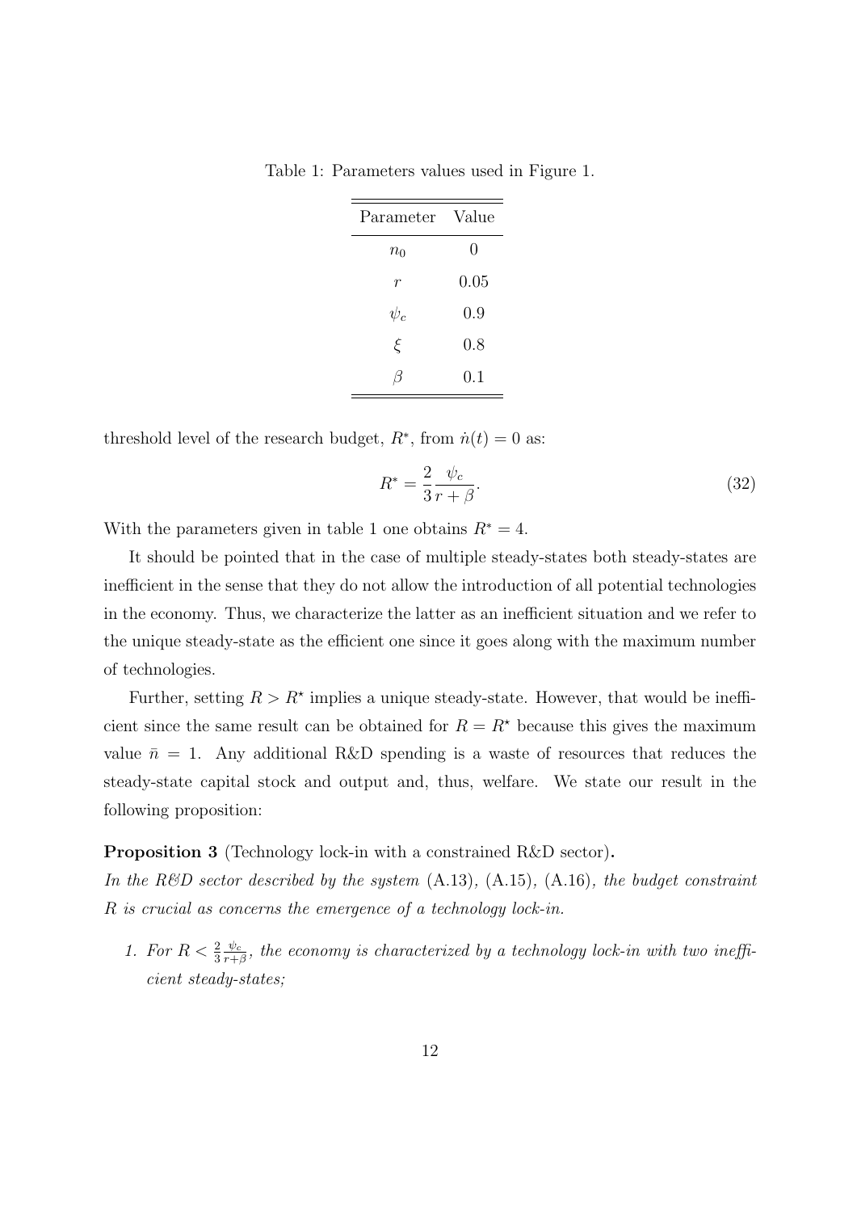Table 1: Parameters values used in Figure 1.

| Parameter | Value |
|---|---|
| $n_0$ | 0 |
| $r$ | 0.05 |
| $\psi_c$ | 0.9 |
| $\xi$ | 0.8 |
| $\beta$ | 0.1 |

threshold level of the research budget, $R^*$, from $\dot{n}(t) = 0$ as:

$$R^* = \frac{2}{3}\frac{\psi_c}{r+\beta}. \tag{32}$$

With the parameters given in table 1 one obtains $R^* = 4$.

It should be pointed that in the case of multiple steady-states both steady-states are inefficient in the sense that they do not allow the introduction of all potential technologies in the economy. Thus, we characterize the latter as an inefficient situation and we refer to the unique steady-state as the efficient one since it goes along with the maximum number of technologies.

Further, setting $R > R^{\star}$ implies a unique steady-state. However, that would be inefficient since the same result can be obtained for $R = R^{\star}$ because this gives the maximum value $\bar{n} = 1$. Any additional R&D spending is a waste of resources that reduces the steady-state capital stock and output and, thus, welfare. We state our result in the following proposition:

**Proposition 3** (Technology lock-in with a constrained R&D sector)**.**
*In the R&D sector described by the system* (A.13), (A.15), (A.16)*, the budget constraint* $R$ *is crucial as concerns the emergence of a technology lock-in.*

1. *For* $R < \frac{2}{3}\frac{\psi_c}{r+\beta}$*, the economy is characterized by a technology lock-in with two inefficient steady-states;*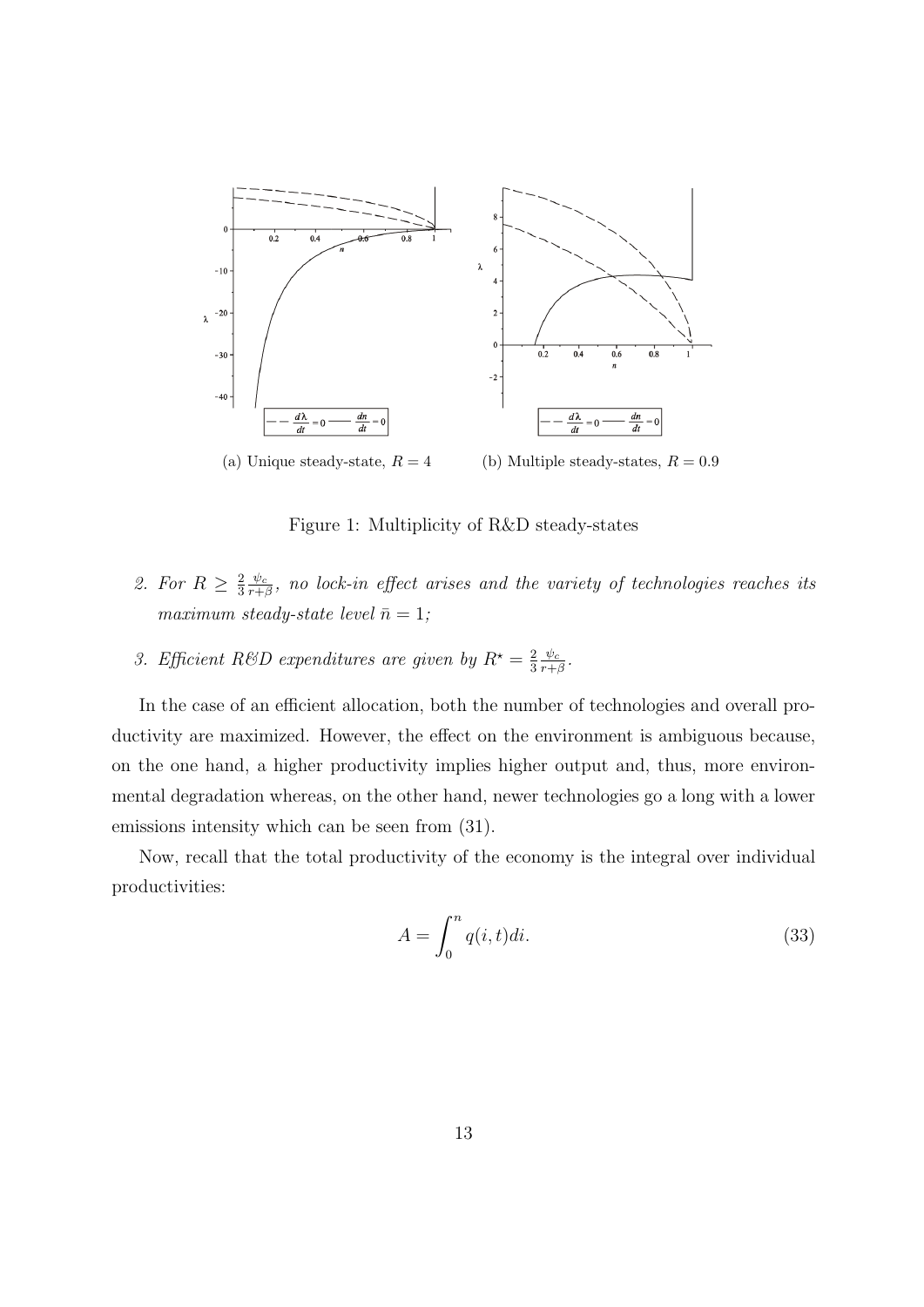(a) Unique steady-state, $R = 4$

(b) Multiple steady-states, $R = 0.9$

Figure 1: Multiplicity of R&D steady-states

2. *For $R \geq \frac{2}{3}\frac{\psi_c}{r+\beta}$, no lock-in effect arises and the variety of technologies reaches its maximum steady-state level $\bar{n} = 1$;*

3. *Efficient R&D expenditures are given by $R^{\star} = \frac{2}{3}\frac{\psi_c}{r+\beta}$.*

In the case of an efficient allocation, both the number of technologies and overall productivity are maximized. However, the effect on the environment is ambiguous because, on the one hand, a higher productivity implies higher output and, thus, more environmental degradation whereas, on the other hand, newer technologies go a long with a lower emissions intensity which can be seen from (31).

Now, recall that the total productivity of the economy is the integral over individual productivities:

$$A = \int_0^n q(i,t)di. \tag{33}$$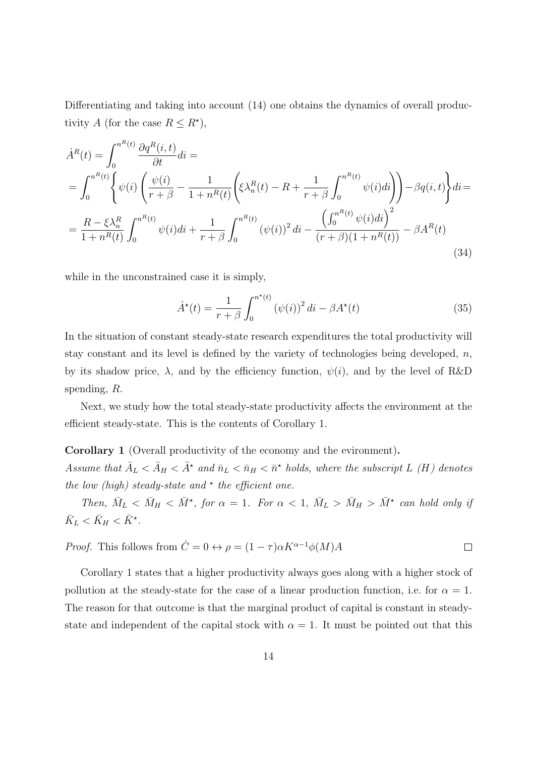Differentiating and taking into account (14) one obtains the dynamics of overall productivity $A$ (for the case $R \leq R^{\star}$),

$$
\begin{aligned}
\dot{A}^R(t) &= \int_0^{n^R(t)} \frac{\partial q^R(i,t)}{\partial t} di = \\
&= \int_0^{n^R(t)} \left\{ \psi(i) \left( \frac{\psi(i)}{r+\beta} - \frac{1}{1+n^R(t)} \left( \xi \lambda_n^R(t) - R + \frac{1}{r+\beta} \int_0^{n^R(t)} \psi(i) di \right) \right) - \beta q(i,t) \right\} di = \\
&= \frac{R - \xi \lambda_n^R}{1+n^R(t)} \int_0^{n^R(t)} \psi(i) di + \frac{1}{r+\beta} \int_0^{n^R(t)} (\psi(i))^2 \, di - \frac{\left( \int_0^{n^R(t)} \psi(i) di \right)^2}{(r+\beta)(1+n^R(t))} - \beta A^R(t)
\end{aligned}
\tag{34}
$$

while in the unconstrained case it is simply,

$$
\dot{A}^{\star}(t) = \frac{1}{r+\beta} \int_0^{n^{\star}(t)} (\psi(i))^2 \, di - \beta A^{\star}(t) \tag{35}
$$

In the situation of constant steady-state research expenditures the total productivity will stay constant and its level is defined by the variety of technologies being developed, $n$, by its shadow price, $\lambda$, and by the efficiency function, $\psi(i)$, and by the level of R&D spending, $R$.

Next, we study how the total steady-state productivity affects the environment at the efficient steady-state. This is the contents of Corollary 1.

**Corollary 1** (Overall productivity of the economy and the evironment)**.**
*Assume that $\bar{A}_L < \bar{A}_H < \bar{A}^{\star}$ and $\bar{n}_L < \bar{n}_H < \bar{n}^{\star}$ holds, where the subscript $L$ ($H$) denotes the low (high) steady-state and $^{\star}$ the efficient one.*

*Then, $\bar{M}_L < \bar{M}_H < \bar{M}^{\star}$, for $\alpha = 1$. For $\alpha < 1$, $\bar{M}_L > \bar{M}_H > \bar{M}^{\star}$ can hold only if $\bar{K}_L < \bar{K}_H < \bar{K}^{\star}$.*

*Proof.* This follows from $\dot{C} = 0 \leftrightarrow \rho = (1-\tau)\alpha K^{\alpha-1} \phi(M) A$ $\square$

Corollary 1 states that a higher productivity always goes along with a higher stock of pollution at the steady-state for the case of a linear production function, i.e. for $\alpha = 1$. The reason for that outcome is that the marginal product of capital is constant in steady-state and independent of the capital stock with $\alpha = 1$. It must be pointed out that this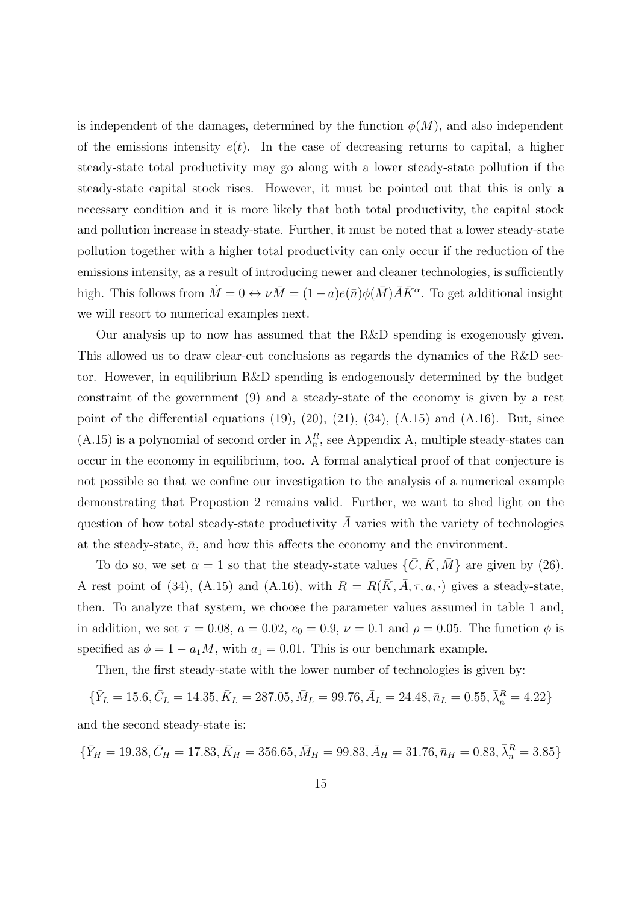is independent of the damages, determined by the function $\phi(M)$, and also independent of the emissions intensity $e(t)$. In the case of decreasing returns to capital, a higher steady-state total productivity may go along with a lower steady-state pollution if the steady-state capital stock rises. However, it must be pointed out that this is only a necessary condition and it is more likely that both total productivity, the capital stock and pollution increase in steady-state. Further, it must be noted that a lower steady-state pollution together with a higher total productivity can only occur if the reduction of the emissions intensity, as a result of introducing newer and cleaner technologies, is sufficiently high. This follows from $\dot{M} = 0 \leftrightarrow \nu\bar{M} = (1-a)e(\bar{n})\phi(\bar{M})\bar{A}\bar{K}^{\alpha}$. To get additional insight we will resort to numerical examples next.

Our analysis up to now has assumed that the R&D spending is exogenously given. This allowed us to draw clear-cut conclusions as regards the dynamics of the R&D sector. However, in equilibrium R&D spending is endogenously determined by the budget constraint of the government (9) and a steady-state of the economy is given by a rest point of the differential equations (19), (20), (21), (34), (A.15) and (A.16). But, since (A.15) is a polynomial of second order in $\lambda_n^R$, see Appendix A, multiple steady-states can occur in the economy in equilibrium, too. A formal analytical proof of that conjecture is not possible so that we confine our investigation to the analysis of a numerical example demonstrating that Propostion 2 remains valid. Further, we want to shed light on the question of how total steady-state productivity $\bar{A}$ varies with the variety of technologies at the steady-state, $\bar{n}$, and how this affects the economy and the environment.

To do so, we set $\alpha = 1$ so that the steady-state values $\{\bar{C}, \bar{K}, \bar{M}\}$ are given by (26). A rest point of (34), (A.15) and (A.16), with $R = R(\bar{K}, \bar{A}, \tau, a, \cdot)$ gives a steady-state, then. To analyze that system, we choose the parameter values assumed in table 1 and, in addition, we set $\tau = 0.08$, $a = 0.02$, $e_0 = 0.9$, $\nu = 0.1$ and $\rho = 0.05$. The function $\phi$ is specified as $\phi = 1 - a_1 M$, with $a_1 = 0.01$. This is our benchmark example.

Then, the first steady-state with the lower number of technologies is given by:

$$\{\bar{Y}_L = 15.6, \bar{C}_L = 14.35, \bar{K}_L = 287.05, \bar{M}_L = 99.76, \bar{A}_L = 24.48, \bar{n}_L = 0.55, \bar{\lambda}_n^R = 4.22\}$$

and the second steady-state is:

$$\{\bar{Y}_H = 19.38, \bar{C}_H = 17.83, \bar{K}_H = 356.65, \bar{M}_H = 99.83, \bar{A}_H = 31.76, \bar{n}_H = 0.83, \bar{\lambda}_n^R = 3.85\}$$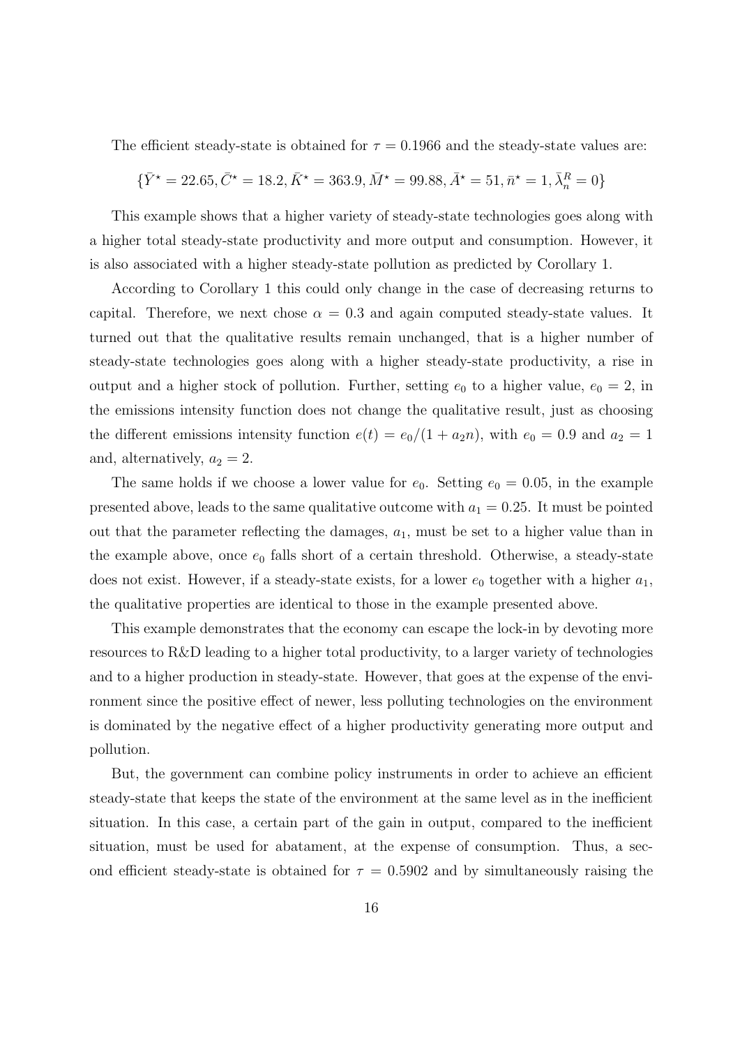The efficient steady-state is obtained for $\tau = 0.1966$ and the steady-state values are:

$$\{\bar{Y}^{\star} = 22.65, \bar{C}^{\star} = 18.2, \bar{K}^{\star} = 363.9, \bar{M}^{\star} = 99.88, \bar{A}^{\star} = 51, \bar{n}^{\star} = 1, \bar{\lambda}_n^R = 0\}$$

This example shows that a higher variety of steady-state technologies goes along with a higher total steady-state productivity and more output and consumption. However, it is also associated with a higher steady-state pollution as predicted by Corollary 1.

According to Corollary 1 this could only change in the case of decreasing returns to capital. Therefore, we next chose $\alpha = 0.3$ and again computed steady-state values. It turned out that the qualitative results remain unchanged, that is a higher number of steady-state technologies goes along with a higher steady-state productivity, a rise in output and a higher stock of pollution. Further, setting $e_0$ to a higher value, $e_0 = 2$, in the emissions intensity function does not change the qualitative result, just as choosing the different emissions intensity function $e(t) = e_0/(1 + a_2 n)$, with $e_0 = 0.9$ and $a_2 = 1$ and, alternatively, $a_2 = 2$.

The same holds if we choose a lower value for $e_0$. Setting $e_0 = 0.05$, in the example presented above, leads to the same qualitative outcome with $a_1 = 0.25$. It must be pointed out that the parameter reflecting the damages, $a_1$, must be set to a higher value than in the example above, once $e_0$ falls short of a certain threshold. Otherwise, a steady-state does not exist. However, if a steady-state exists, for a lower $e_0$ together with a higher $a_1$, the qualitative properties are identical to those in the example presented above.

This example demonstrates that the economy can escape the lock-in by devoting more resources to R&D leading to a higher total productivity, to a larger variety of technologies and to a higher production in steady-state. However, that goes at the expense of the environment since the positive effect of newer, less polluting technologies on the environment is dominated by the negative effect of a higher productivity generating more output and pollution.

But, the government can combine policy instruments in order to achieve an efficient steady-state that keeps the state of the environment at the same level as in the inefficient situation. In this case, a certain part of the gain in output, compared to the inefficient situation, must be used for abatament, at the expense of consumption. Thus, a second efficient steady-state is obtained for $\tau = 0.5902$ and by simultaneously raising the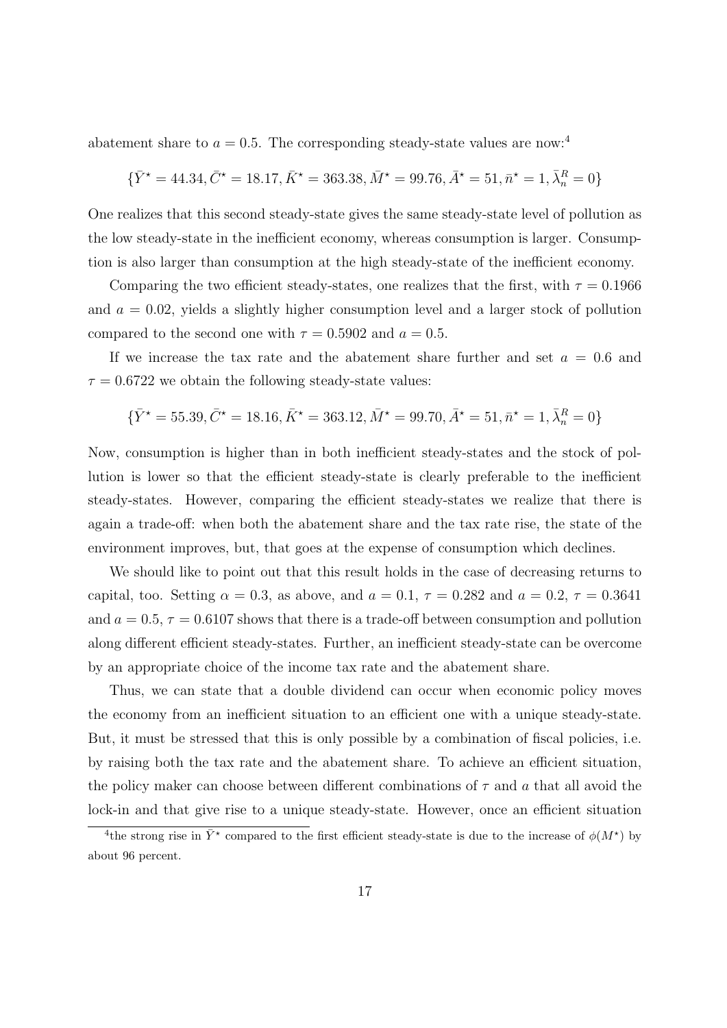abatement share to $a = 0.5$. The corresponding steady-state values are now:[4]

$$\{\bar{Y}^{\star} = 44.34, \bar{C}^{\star} = 18.17, \bar{K}^{\star} = 363.38, \bar{M}^{\star} = 99.76, \bar{A}^{\star} = 51, \bar{n}^{\star} = 1, \bar{\lambda}_n^R = 0\}$$

One realizes that this second steady-state gives the same steady-state level of pollution as the low steady-state in the inefficient economy, whereas consumption is larger. Consumption is also larger than consumption at the high steady-state of the inefficient economy.

Comparing the two efficient steady-states, one realizes that the first, with $\tau = 0.1966$ and $a = 0.02$, yields a slightly higher consumption level and a larger stock of pollution compared to the second one with $\tau = 0.5902$ and $a = 0.5$.

If we increase the tax rate and the abatement share further and set $a = 0.6$ and $\tau = 0.6722$ we obtain the following steady-state values:

$$\{\bar{Y}^{\star} = 55.39, \bar{C}^{\star} = 18.16, \bar{K}^{\star} = 363.12, \bar{M}^{\star} = 99.70, \bar{A}^{\star} = 51, \bar{n}^{\star} = 1, \bar{\lambda}_n^R = 0\}$$

Now, consumption is higher than in both inefficient steady-states and the stock of pollution is lower so that the efficient steady-state is clearly preferable to the inefficient steady-states. However, comparing the efficient steady-states we realize that there is again a trade-off: when both the abatement share and the tax rate rise, the state of the environment improves, but, that goes at the expense of consumption which declines.

We should like to point out that this result holds in the case of decreasing returns to capital, too. Setting $\alpha = 0.3$, as above, and $a = 0.1$, $\tau = 0.282$ and $a = 0.2$, $\tau = 0.3641$ and $a = 0.5$, $\tau = 0.6107$ shows that there is a trade-off between consumption and pollution along different efficient steady-states. Further, an inefficient steady-state can be overcome by an appropriate choice of the income tax rate and the abatement share.

Thus, we can state that a double dividend can occur when economic policy moves the economy from an inefficient situation to an efficient one with a unique steady-state. But, it must be stressed that this is only possible by a combination of fiscal policies, i.e. by raising both the tax rate and the abatement share. To achieve an efficient situation, the policy maker can choose between different combinations of $\tau$ and $a$ that all avoid the lock-in and that give rise to a unique steady-state. However, once an efficient situation

[4] the strong rise in $\bar{Y}^{\star}$ compared to the first efficient steady-state is due to the increase of $\phi(M^{\star})$ by about 96 percent.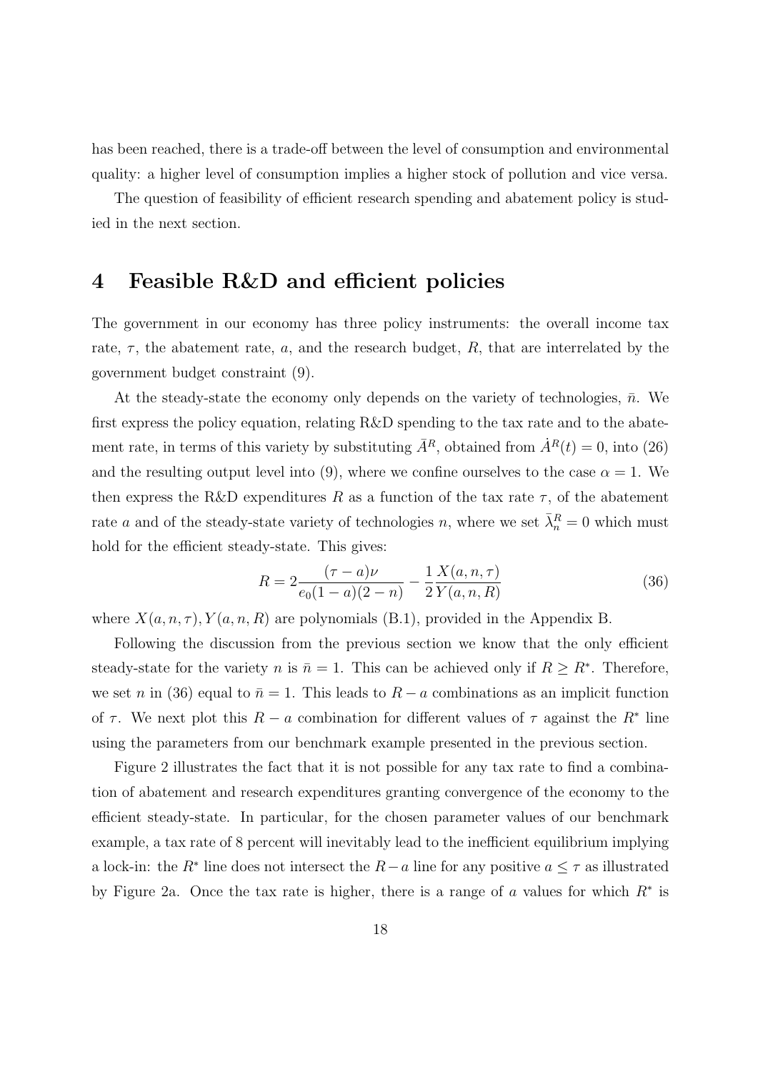has been reached, there is a trade-off between the level of consumption and environmental quality: a higher level of consumption implies a higher stock of pollution and vice versa.

The question of feasibility of efficient research spending and abatement policy is studied in the next section.

# 4 Feasible R&D and efficient policies

The government in our economy has three policy instruments: the overall income tax rate, $\tau$, the abatement rate, $a$, and the research budget, $R$, that are interrelated by the government budget constraint (9).

At the steady-state the economy only depends on the variety of technologies, $\bar{n}$. We first express the policy equation, relating R&D spending to the tax rate and to the abatement rate, in terms of this variety by substituting $\bar{A}^R$, obtained from $\dot{A}^R(t) = 0$, into (26) and the resulting output level into (9), where we confine ourselves to the case $\alpha = 1$. We then express the R&D expenditures $R$ as a function of the tax rate $\tau$, of the abatement rate $a$ and of the steady-state variety of technologies $n$, where we set $\bar{\lambda}_n^R = 0$ which must hold for the efficient steady-state. This gives:

$$R = 2\frac{(\tau - a)\nu}{e_0(1-a)(2-n)} - \frac{1}{2}\frac{X(a,n,\tau)}{Y(a,n,R)} \tag{36}$$

where $X(a,n,\tau), Y(a,n,R)$ are polynomials (B.1), provided in the Appendix B.

Following the discussion from the previous section we know that the only efficient steady-state for the variety $n$ is $\bar{n} = 1$. This can be achieved only if $R \geq R^*$. Therefore, we set $n$ in (36) equal to $\bar{n} = 1$. This leads to $R - a$ combinations as an implicit function of $\tau$. We next plot this $R - a$ combination for different values of $\tau$ against the $R^*$ line using the parameters from our benchmark example presented in the previous section.

Figure 2 illustrates the fact that it is not possible for any tax rate to find a combination of abatement and research expenditures granting convergence of the economy to the efficient steady-state. In particular, for the chosen parameter values of our benchmark example, a tax rate of 8 percent will inevitably lead to the inefficient equilibrium implying a lock-in: the $R^*$ line does not intersect the $R - a$ line for any positive $a \leq \tau$ as illustrated by Figure 2a. Once the tax rate is higher, there is a range of $a$ values for which $R^*$ is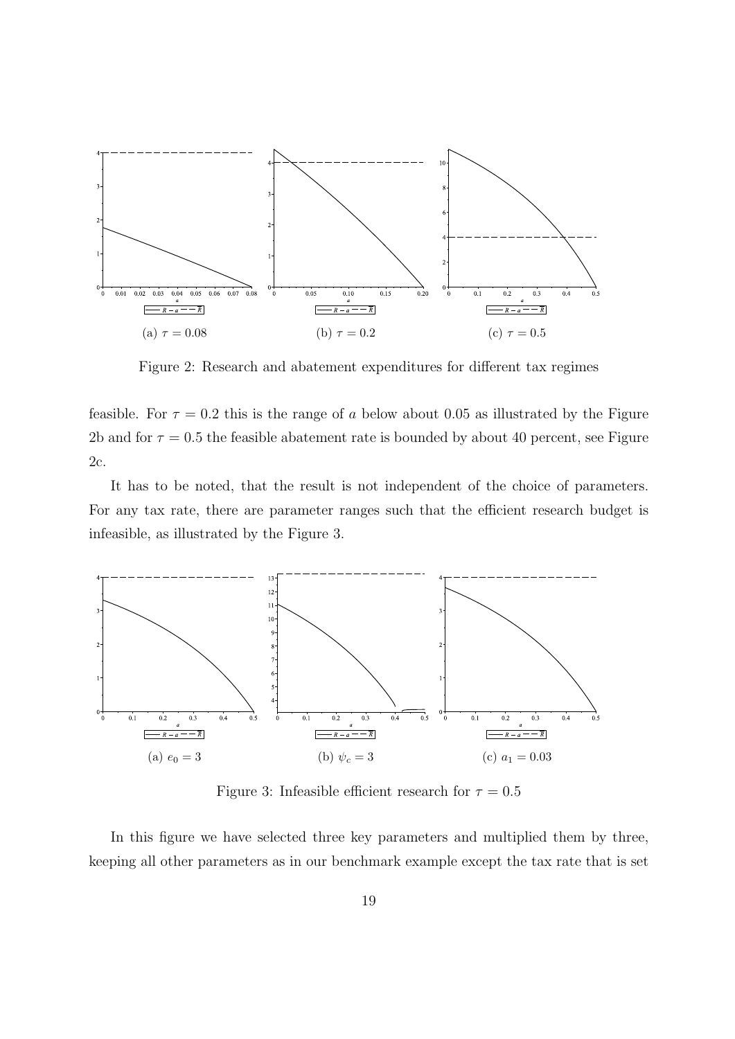(a) $\tau = 0.08$

(b) $\tau = 0.2$

(c) $\tau = 0.5$

Figure 2: Research and abatement expenditures for different tax regimes

feasible. For $\tau = 0.2$ this is the range of $a$ below about 0.05 as illustrated by the Figure 2b and for $\tau = 0.5$ the feasible abatement rate is bounded by about 40 percent, see Figure 2c.

It has to be noted, that the result is not independent of the choice of parameters. For any tax rate, there are parameter ranges such that the efficient research budget is infeasible, as illustrated by the Figure 3.

(a) $e_0 = 3$

(b) $\psi_c = 3$

(c) $a_1 = 0.03$

Figure 3: Infeasible efficient research for $\tau = 0.5$

In this figure we have selected three key parameters and multiplied them by three, keeping all other parameters as in our benchmark example except the tax rate that is set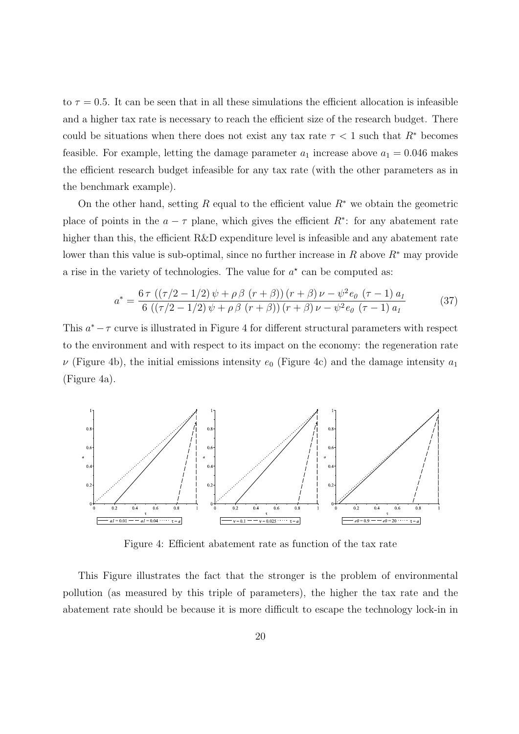to $\tau = 0.5$. It can be seen that in all these simulations the efficient allocation is infeasible and a higher tax rate is necessary to reach the efficient size of the research budget. There could be situations when there does not exist any tax rate $\tau < 1$ such that $R^*$ becomes feasible. For example, letting the damage parameter $a_1$ increase above $a_1 = 0.046$ makes the efficient research budget infeasible for any tax rate (with the other parameters as in the benchmark example).

On the other hand, setting $R$ equal to the efficient value $R^*$ we obtain the geometric place of points in the $a - \tau$ plane, which gives the efficient $R^*$: for any abatement rate higher than this, the efficient R&D expenditure level is infeasible and any abatement rate lower than this value is sub-optimal, since no further increase in $R$ above $R^*$ may provide a rise in the variety of technologies. The value for $a^\star$ can be computed as:

$$a^* = \frac{6\,\tau\,\left(\left(\tau/2 - 1/2\right)\psi + \rho\,\beta\,\left(r+\beta\right)\right)\left(r+\beta\right)\nu - \psi^2 e_0\,\left(\tau-1\right)a_1}{6\,\left(\left(\tau/2 - 1/2\right)\psi + \rho\,\beta\,\left(r+\beta\right)\right)\left(r+\beta\right)\nu - \psi^2 e_0\,\left(\tau-1\right)a_1} \tag{37}$$

This $a^* - \tau$ curve is illustrated in Figure 4 for different structural parameters with respect to the environment and with respect to its impact on the economy: the regeneration rate $\nu$ (Figure 4b), the initial emissions intensity $e_0$ (Figure 4c) and the damage intensity $a_1$ (Figure 4a).

Figure 4: Efficient abatement rate as function of the tax rate

This Figure illustrates the fact that the stronger is the problem of environmental pollution (as measured by this triple of parameters), the higher the tax rate and the abatement rate should be because it is more difficult to escape the technology lock-in in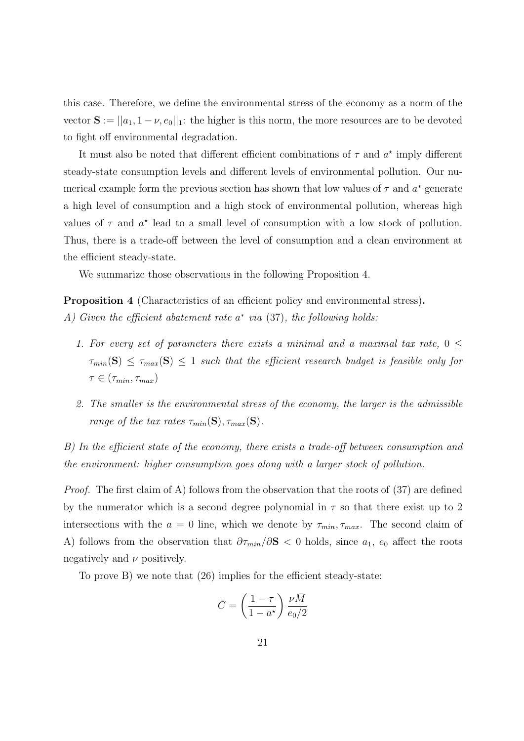this case. Therefore, we define the environmental stress of the economy as a norm of the vector $\mathbf{S} := ||a_1, 1-\nu, e_0||_1$: the higher is this norm, the more resources are to be devoted to fight off environmental degradation.

It must also be noted that different efficient combinations of $\tau$ and $a^\star$ imply different steady-state consumption levels and different levels of environmental pollution. Our numerical example form the previous section has shown that low values of $\tau$ and $a^*$ generate a high level of consumption and a high stock of environmental pollution, whereas high values of $\tau$ and $a^\star$ lead to a small level of consumption with a low stock of pollution. Thus, there is a trade-off between the level of consumption and a clean environment at the efficient steady-state.

We summarize those observations in the following Proposition 4.

**Proposition 4** (Characteristics of an efficient policy and environmental stress)**.**
*A) Given the efficient abatement rate $a^*$ via* (37)*, the following holds:*

1. *For every set of parameters there exists a minimal and a maximal tax rate, $0 \leq \tau_{min}(\mathbf{S}) \leq \tau_{max}(\mathbf{S}) \leq 1$ such that the efficient research budget is feasible only for $\tau \in (\tau_{min}, \tau_{max})$*
2. *The smaller is the environmental stress of the economy, the larger is the admissible range of the tax rates $\tau_{min}(\mathbf{S}), \tau_{max}(\mathbf{S})$.*

*B) In the efficient state of the economy, there exists a trade-off between consumption and the environment: higher consumption goes along with a larger stock of pollution.*

*Proof.* The first claim of A) follows from the observation that the roots of (37) are defined by the numerator which is a second degree polynomial in $\tau$ so that there exist up to 2 intersections with the $a = 0$ line, which we denote by $\tau_{min}, \tau_{max}$. The second claim of A) follows from the observation that $\partial \tau_{min}/\partial \mathbf{S} < 0$ holds, since $a_1$, $e_0$ affect the roots negatively and $\nu$ positively.

To prove B) we note that (26) implies for the efficient steady-state:

$$\bar{C} = \left(\frac{1-\tau}{1-a^\star}\right) \frac{\nu \bar{M}}{e_0/2}$$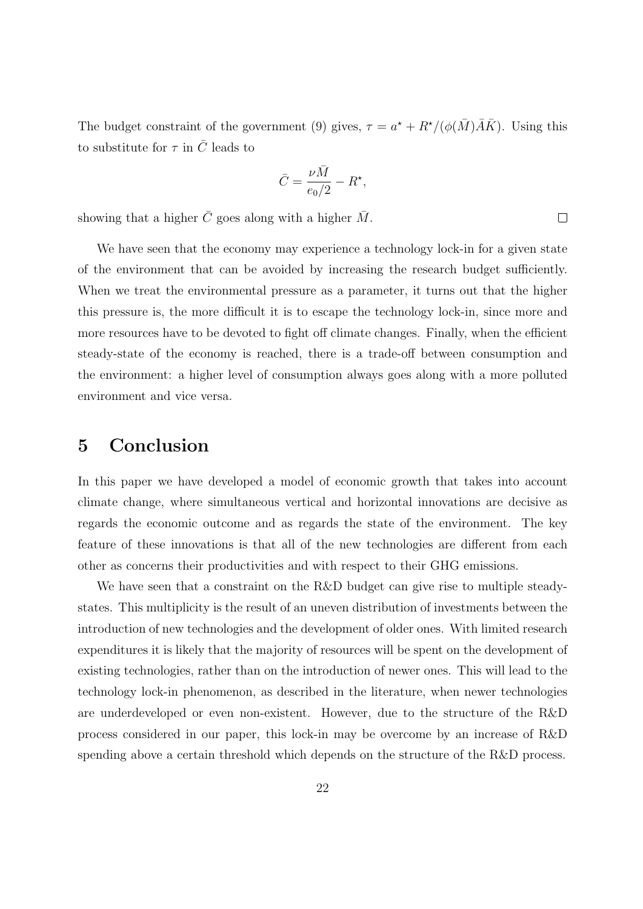The budget constraint of the government (9) gives, $\tau = a^\star + R^\star/(\phi(\bar{M})\bar{A}\bar{K})$. Using this to substitute for $\tau$ in $\bar{C}$ leads to

$$\bar{C} = \frac{\nu \bar{M}}{e_0/2} - R^\star,$$

showing that a higher $\bar{C}$ goes along with a higher $\bar{M}$. $\square$

We have seen that the economy may experience a technology lock-in for a given state of the environment that can be avoided by increasing the research budget sufficiently. When we treat the environmental pressure as a parameter, it turns out that the higher this pressure is, the more difficult it is to escape the technology lock-in, since more and more resources have to be devoted to fight off climate changes. Finally, when the efficient steady-state of the economy is reached, there is a trade-off between consumption and the environment: a higher level of consumption always goes along with a more polluted environment and vice versa.

# 5 Conclusion

In this paper we have developed a model of economic growth that takes into account climate change, where simultaneous vertical and horizontal innovations are decisive as regards the economic outcome and as regards the state of the environment. The key feature of these innovations is that all of the new technologies are different from each other as concerns their productivities and with respect to their GHG emissions.

We have seen that a constraint on the R&D budget can give rise to multiple steady-states. This multiplicity is the result of an uneven distribution of investments between the introduction of new technologies and the development of older ones. With limited research expenditures it is likely that the majority of resources will be spent on the development of existing technologies, rather than on the introduction of newer ones. This will lead to the technology lock-in phenomenon, as described in the literature, when newer technologies are underdeveloped or even non-existent. However, due to the structure of the R&D process considered in our paper, this lock-in may be overcome by an increase of R&D spending above a certain threshold which depends on the structure of the R&D process.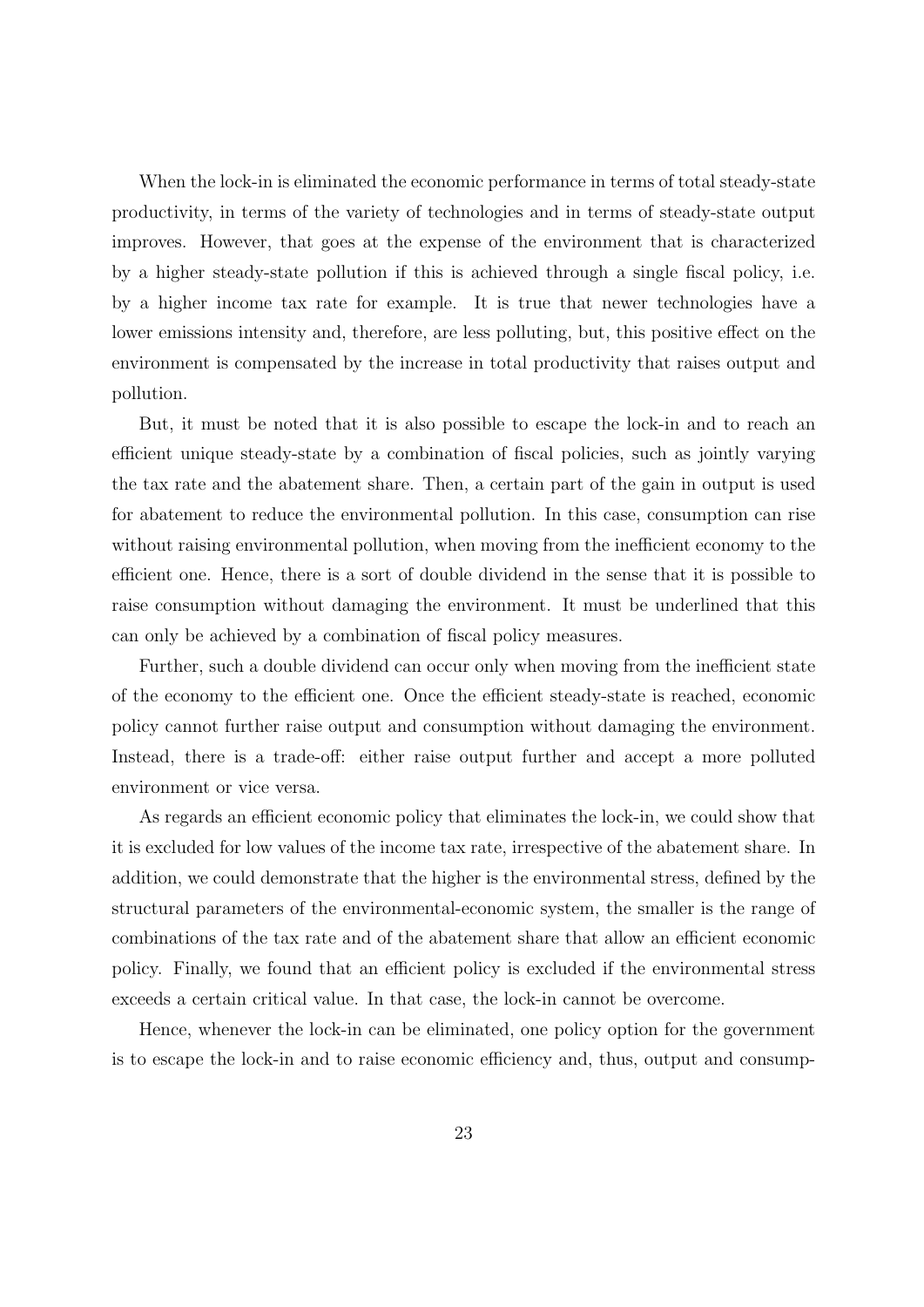When the lock-in is eliminated the economic performance in terms of total steady-state productivity, in terms of the variety of technologies and in terms of steady-state output improves. However, that goes at the expense of the environment that is characterized by a higher steady-state pollution if this is achieved through a single fiscal policy, i.e. by a higher income tax rate for example. It is true that newer technologies have a lower emissions intensity and, therefore, are less polluting, but, this positive effect on the environment is compensated by the increase in total productivity that raises output and pollution.

But, it must be noted that it is also possible to escape the lock-in and to reach an efficient unique steady-state by a combination of fiscal policies, such as jointly varying the tax rate and the abatement share. Then, a certain part of the gain in output is used for abatement to reduce the environmental pollution. In this case, consumption can rise without raising environmental pollution, when moving from the inefficient economy to the efficient one. Hence, there is a sort of double dividend in the sense that it is possible to raise consumption without damaging the environment. It must be underlined that this can only be achieved by a combination of fiscal policy measures.

Further, such a double dividend can occur only when moving from the inefficient state of the economy to the efficient one. Once the efficient steady-state is reached, economic policy cannot further raise output and consumption without damaging the environment. Instead, there is a trade-off: either raise output further and accept a more polluted environment or vice versa.

As regards an efficient economic policy that eliminates the lock-in, we could show that it is excluded for low values of the income tax rate, irrespective of the abatement share. In addition, we could demonstrate that the higher is the environmental stress, defined by the structural parameters of the environmental-economic system, the smaller is the range of combinations of the tax rate and of the abatement share that allow an efficient economic policy. Finally, we found that an efficient policy is excluded if the environmental stress exceeds a certain critical value. In that case, the lock-in cannot be overcome.

Hence, whenever the lock-in can be eliminated, one policy option for the government is to escape the lock-in and to raise economic efficiency and, thus, output and consump-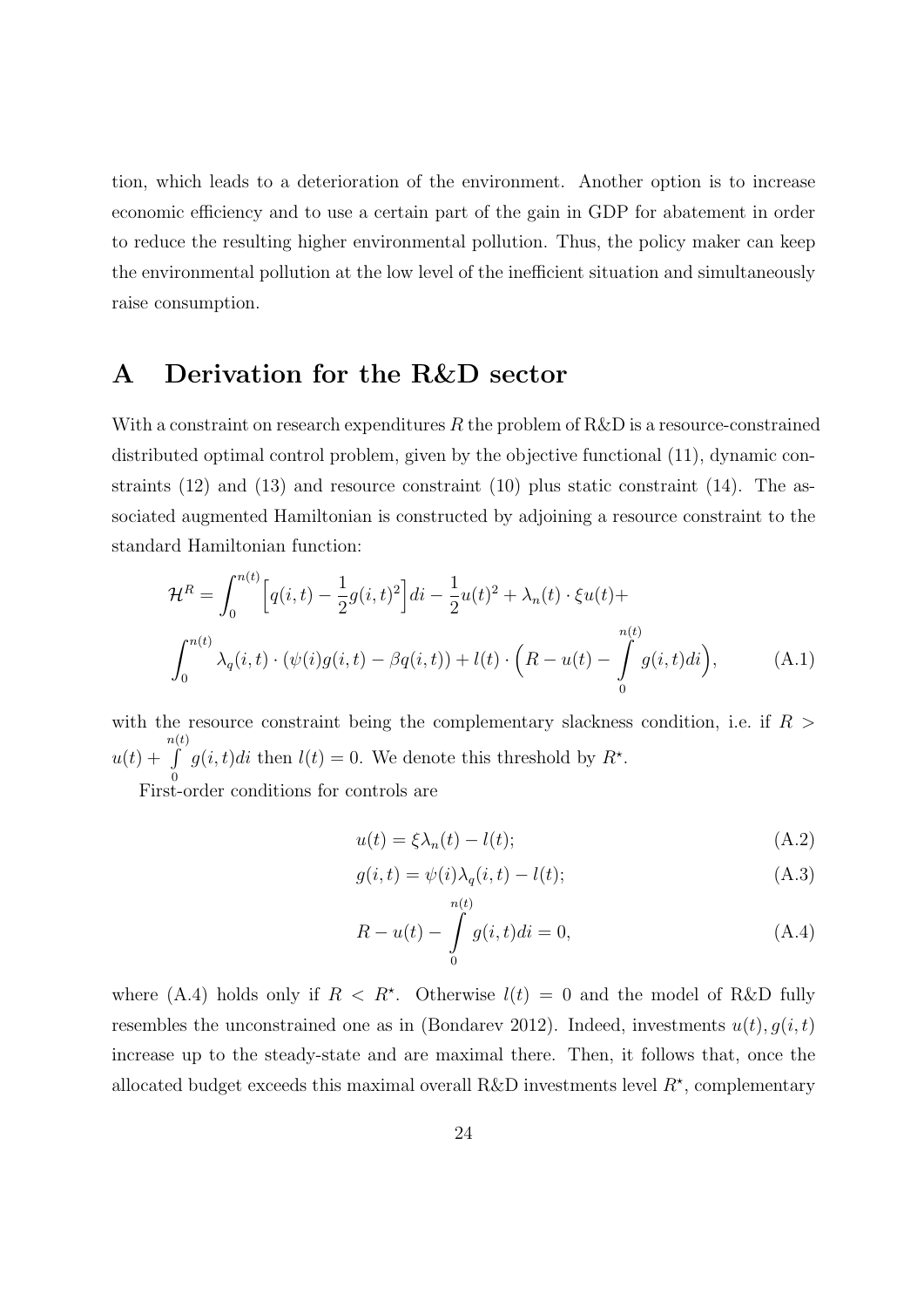tion, which leads to a deterioration of the environment. Another option is to increase economic efficiency and to use a certain part of the gain in GDP for abatement in order to reduce the resulting higher environmental pollution. Thus, the policy maker can keep the environmental pollution at the low level of the inefficient situation and simultaneously raise consumption.

# A Derivation for the R&D sector

With a constraint on research expenditures $R$ the problem of R&D is a resource-constrained distributed optimal control problem, given by the objective functional (11), dynamic constraints (12) and (13) and resource constraint (10) plus static constraint (14). The associated augmented Hamiltonian is constructed by adjoining a resource constraint to the standard Hamiltonian function:

$$\mathcal{H}^R = \int_0^{n(t)} \Big[ q(i,t) - \frac{1}{2} g(i,t)^2 \Big] di - \frac{1}{2} u(t)^2 + \lambda_n(t) \cdot \xi u(t) + \int_0^{n(t)} \lambda_q(i,t) \cdot (\psi(i) g(i,t) - \beta q(i,t)) + l(t) \cdot \Big( R - u(t) - \int\limits_0^{n(t)} g(i,t) di \Big), \tag{A.1}$$

with the resource constraint being the complementary slackness condition, i.e. if $R > u(t) + \int\limits_0^{n(t)} g(i,t)di$ then $l(t) = 0$. We denote this threshold by $R^\star$.

First-order conditions for controls are

$$u(t) = \xi \lambda_n(t) - l(t); \tag{A.2}$$

$$g(i,t) = \psi(i) \lambda_q(i,t) - l(t); \tag{A.3}$$

$$R - u(t) - \int\limits_0^{n(t)} g(i,t) di = 0, \tag{A.4}$$

where (A.4) holds only if $R < R^\star$. Otherwise $l(t) = 0$ and the model of R&D fully resembles the unconstrained one as in (Bondarev 2012). Indeed, investments $u(t), g(i,t)$ increase up to the steady-state and are maximal there. Then, it follows that, once the allocated budget exceeds this maximal overall R&D investments level $R^\star$, complementary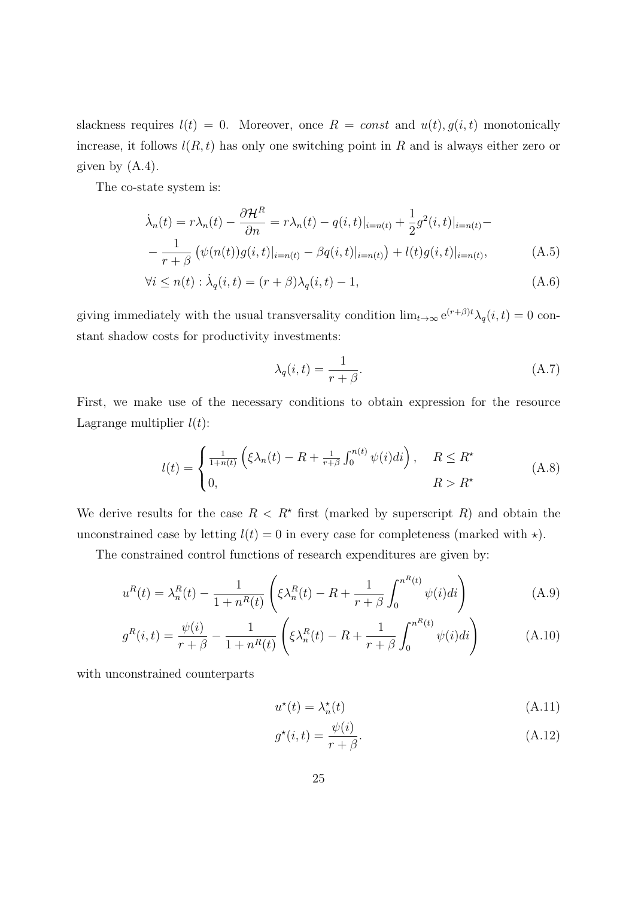slackness requires $l(t) = 0$. Moreover, once $R = const$ and $u(t), g(i,t)$ monotonically increase, it follows $l(R,t)$ has only one switching point in $R$ and is always either zero or given by (A.4).

The co-state system is:

$$\dot{\lambda}_n(t) = r\lambda_n(t) - \frac{\partial \mathcal{H}^R}{\partial n} = r\lambda_n(t) - q(i,t)|_{i=n(t)} + \frac{1}{2}g^2(i,t)|_{i=n(t)} - \\ - \frac{1}{r+\beta}\left(\psi(n(t))g(i,t)|_{i=n(t)} - \beta q(i,t)|_{i=n(t)}\right) + l(t)g(i,t)|_{i=n(t)}, \tag{A.5}$$

$$\forall i \leq n(t) : \dot{\lambda}_q(i,t) = (r+\beta)\lambda_q(i,t) - 1, \tag{A.6}$$

giving immediately with the usual transversality condition $\lim_{t\to\infty} \mathrm{e}^{(r+\beta)t}\lambda_q(i,t) = 0$ constant shadow costs for productivity investments:

$$\lambda_q(i,t) = \frac{1}{r+\beta}. \tag{A.7}$$

First, we make use of the necessary conditions to obtain expression for the resource Lagrange multiplier $l(t)$:

$$l(t) = \begin{cases} \frac{1}{1+n(t)}\left(\xi\lambda_n(t) - R + \frac{1}{r+\beta}\int_0^{n(t)}\psi(i)di\right), & R \leq R^\star \\ 0, & R > R^\star \end{cases} \tag{A.8}$$

We derive results for the case $R < R^\star$ first (marked by superscript $R$) and obtain the unconstrained case by letting $l(t) = 0$ in every case for completeness (marked with $\star$).

The constrained control functions of research expenditures are given by:

$$u^R(t) = \lambda_n^R(t) - \frac{1}{1+n^R(t)}\left(\xi\lambda_n^R(t) - R + \frac{1}{r+\beta}\int_0^{n^R(t)}\psi(i)di\right) \tag{A.9}$$

$$g^R(i,t) = \frac{\psi(i)}{r+\beta} - \frac{1}{1+n^R(t)}\left(\xi\lambda_n^R(t) - R + \frac{1}{r+\beta}\int_0^{n^R(t)}\psi(i)di\right) \tag{A.10}$$

with unconstrained counterparts

$$u^\star(t) = \lambda_n^\star(t) \tag{A.11}$$

$$g^\star(i,t) = \frac{\psi(i)}{r+\beta}. \tag{A.12}$$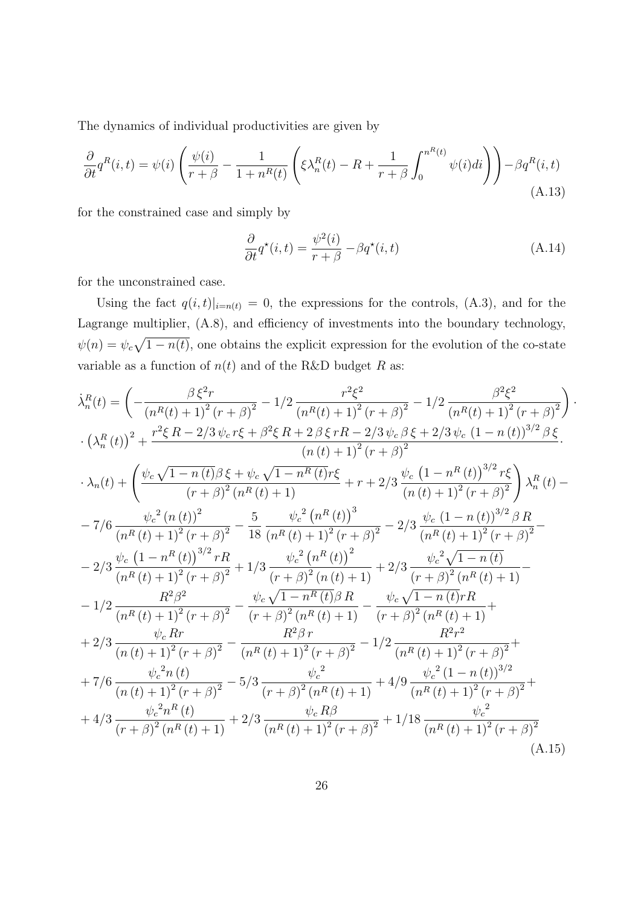The dynamics of individual productivities are given by

$$\frac{\partial}{\partial t}q^R(i,t) = \psi(i)\left(\frac{\psi(i)}{r+\beta} - \frac{1}{1+n^R(t)}\left(\xi\lambda_n^R(t) - R + \frac{1}{r+\beta}\int_0^{n^R(t)}\psi(i)di\right)\right) - \beta q^R(i,t) \tag{A.13}$$

for the constrained case and simply by

$$\frac{\partial}{\partial t}q^\star(i,t) = \frac{\psi^2(i)}{r+\beta} - \beta q^\star(i,t) \tag{A.14}$$

for the unconstrained case.

Using the fact $q(i,t)|_{i=n(t)} = 0$, the expressions for the controls, (A.3), and for the Lagrange multiplier, (A.8), and efficiency of investments into the boundary technology, $\psi(n) = \psi_c\sqrt{1-n(t)}$, one obtains the explicit expression for the evolution of the co-state variable as a function of $n(t)$ and of the R&D budget $R$ as:

$$\begin{aligned}
\dot{\lambda}_n^R(t) = &\left(-\frac{\beta\,\xi^2 r}{\left(n^R(t)+1\right)^2(r+\beta)^2} - 1/2\,\frac{r^2\xi^2}{\left(n^R(t)+1\right)^2(r+\beta)^2} - 1/2\,\frac{\beta^2\xi^2}{\left(n^R(t)+1\right)^2(r+\beta)^2}\right)\cdot \\
&\cdot\left(\lambda_n^R(t)\right)^2 + \frac{r^2\xi\,R - 2/3\,\psi_c\,r\xi + \beta^2\xi\,R + 2\,\beta\,\xi\,rR - 2/3\,\psi_c\,\beta\,\xi + 2/3\,\psi_c\,\left(1-n(t)\right)^{3/2}\beta\,\xi}{\left(n(t)+1\right)^2(r+\beta)^2}\cdot \\
&\cdot\lambda_n(t) + \left(\frac{\psi_c\sqrt{1-n(t)}\beta\,\xi + \psi_c\sqrt{1-n^R(t)}r\xi}{(r+\beta)^2\left(n^R(t)+1\right)} + r + 2/3\,\frac{\psi_c\,\left(1-n^R(t)\right)^{3/2}r\xi}{\left(n(t)+1\right)^2(r+\beta)^2}\right)\lambda_n^R(t) - \\
&-7/6\,\frac{{\psi_c}^2\left(n(t)\right)^2}{\left(n^R(t)+1\right)^2(r+\beta)^2} - \frac{5}{18}\,\frac{{\psi_c}^2\left(n^R(t)\right)^3}{\left(n^R(t)+1\right)^2(r+\beta)^2} - 2/3\,\frac{\psi_c\,\left(1-n(t)\right)^{3/2}\beta\,R}{\left(n^R(t)+1\right)^2(r+\beta)^2} - \\
&-2/3\,\frac{\psi_c\,\left(1-n^R(t)\right)^{3/2}rR}{\left(n^R(t)+1\right)^2(r+\beta)^2} + 1/3\,\frac{{\psi_c}^2\left(n^R(t)\right)^2}{(r+\beta)^2\left(n(t)+1\right)} + 2/3\,\frac{{\psi_c}^2\sqrt{1-n(t)}}{(r+\beta)^2\left(n^R(t)+1\right)} - \\
&-1/2\,\frac{R^2\beta^2}{\left(n^R(t)+1\right)^2(r+\beta)^2} - \frac{\psi_c\sqrt{1-n^R(t)}\beta\,R}{(r+\beta)^2\left(n^R(t)+1\right)} - \frac{\psi_c\sqrt{1-n(t)}rR}{(r+\beta)^2\left(n^R(t)+1\right)} + \\
&+2/3\,\frac{\psi_c\,Rr}{\left(n(t)+1\right)^2(r+\beta)^2} - \frac{R^2\beta\,r}{\left(n^R(t)+1\right)^2(r+\beta)^2} - 1/2\,\frac{R^2r^2}{\left(n^R(t)+1\right)^2(r+\beta)^2} + \\
&+7/6\,\frac{{\psi_c}^2 n(t)}{\left(n(t)+1\right)^2(r+\beta)^2} - 5/3\,\frac{{\psi_c}^2}{(r+\beta)^2\left(n^R(t)+1\right)} + 4/9\,\frac{{\psi_c}^2\left(1-n(t)\right)^{3/2}}{\left(n^R(t)+1\right)^2(r+\beta)^2} + \\
&+4/3\,\frac{{\psi_c}^2 n^R(t)}{(r+\beta)^2\left(n^R(t)+1\right)} + 2/3\,\frac{\psi_c\,R\beta}{\left(n^R(t)+1\right)^2(r+\beta)^2} + 1/18\,\frac{{\psi_c}^2}{\left(n^R(t)+1\right)^2(r+\beta)^2}
\end{aligned} \tag{A.15}$$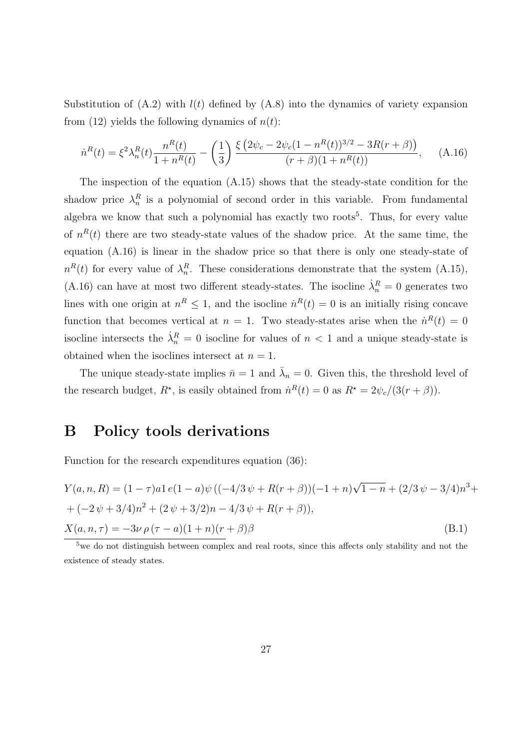Substitution of (A.2) with $l(t)$ defined by (A.8) into the dynamics of variety expansion from (12) yields the following dynamics of $n(t)$:

$$\dot{n}^R(t) = \xi^2 \lambda_n^R(t) \frac{n^R(t)}{1+n^R(t)} - \left(\frac{1}{3}\right) \frac{\xi \left(2\psi_c - 2\psi_c(1-n^R(t))^{3/2} - 3R(r+\beta)\right)}{(r+\beta)(1+n^R(t))}, \quad \text{(A.16)}$$

The inspection of the equation (A.15) shows that the steady-state condition for the shadow price $\lambda_n^R$ is a polynomial of second order in this variable. From fundamental algebra we know that such a polynomial has exactly two roots[5]. Thus, for every value of $n^R(t)$ there are two steady-state values of the shadow price. At the same time, the equation (A.16) is linear in the shadow price so that there is only one steady-state of $n^R(t)$ for every value of $\lambda_n^R$. These considerations demonstrate that the system (A.15), (A.16) can have at most two different steady-states. The isocline $\dot{\lambda}_n^R = 0$ generates two lines with one origin at $n^R \leq 1$, and the isocline $\dot{n}^R(t) = 0$ is an initially rising concave function that becomes vertical at $n = 1$. Two steady-states arise when the $\dot{n}^R(t) = 0$ isocline intersects the $\dot{\lambda}_n^R = 0$ isocline for values of $n < 1$ and a unique steady-state is obtained when the isoclines intersect at $n = 1$.

The unique steady-state implies $\bar{n} = 1$ and $\bar{\lambda}_n = 0$. Given this, the threshold level of the research budget, $R^\star$, is easily obtained from $\dot{n}^R(t) = 0$ as $R^\star = 2\psi_c/(3(r+\beta))$.

# B Policy tools derivations

Function for the research expenditures equation (36):

$$\begin{aligned}
Y(a,n,R) &= (1-\tau)a1\,e(1-a)\psi\,((-4/3\,\psi + R(r+\beta))(-1+n)\sqrt{1-n} + (2/3\,\psi - 3/4)n^3 + \\
&+ (-2\,\psi + 3/4)n^2 + (2\,\psi + 3/2)n - 4/3\,\psi + R(r+\beta)), \\
X(a,n,\tau) &= -3\nu\,\rho\,(\tau - a)(1+n)(r+\beta)\beta \qquad \text{(B.1)}
\end{aligned}$$

[5]we do not distinguish between complex and real roots, since this affects only stability and not the existence of steady states.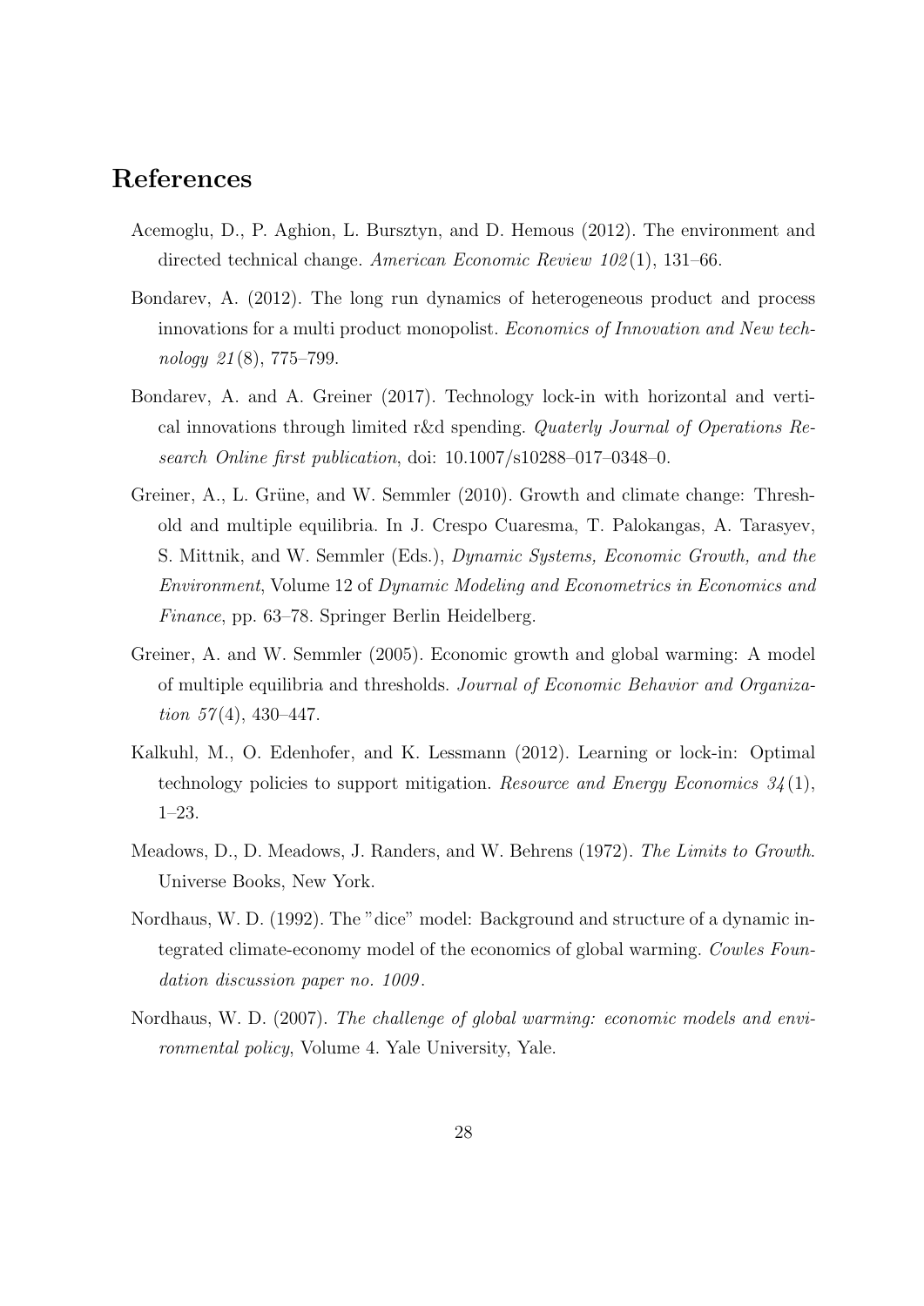# References

Acemoglu, D., P. Aghion, L. Bursztyn, and D. Hemous (2012). The environment and directed technical change. *American Economic Review 102*(1), 131–66.

Bondarev, A. (2012). The long run dynamics of heterogeneous product and process innovations for a multi product monopolist. *Economics of Innovation and New technology 21*(8), 775–799.

Bondarev, A. and A. Greiner (2017). Technology lock-in with horizontal and vertical innovations through limited r&d spending. *Quaterly Journal of Operations Research Online first publication*, doi: 10.1007/s10288–017–0348–0.

Greiner, A., L. Grüne, and W. Semmler (2010). Growth and climate change: Threshold and multiple equilibria. In J. Crespo Cuaresma, T. Palokangas, A. Tarasyev, S. Mittnik, and W. Semmler (Eds.), *Dynamic Systems, Economic Growth, and the Environment*, Volume 12 of *Dynamic Modeling and Econometrics in Economics and Finance*, pp. 63–78. Springer Berlin Heidelberg.

Greiner, A. and W. Semmler (2005). Economic growth and global warming: A model of multiple equilibria and thresholds. *Journal of Economic Behavior and Organization 57*(4), 430–447.

Kalkuhl, M., O. Edenhofer, and K. Lessmann (2012). Learning or lock-in: Optimal technology policies to support mitigation. *Resource and Energy Economics 34*(1), 1–23.

Meadows, D., D. Meadows, J. Randers, and W. Behrens (1972). *The Limits to Growth*. Universe Books, New York.

Nordhaus, W. D. (1992). The "dice" model: Background and structure of a dynamic integrated climate-economy model of the economics of global warming. *Cowles Foundation discussion paper no. 1009*.

Nordhaus, W. D. (2007). *The challenge of global warming: economic models and environmental policy*, Volume 4. Yale University, Yale.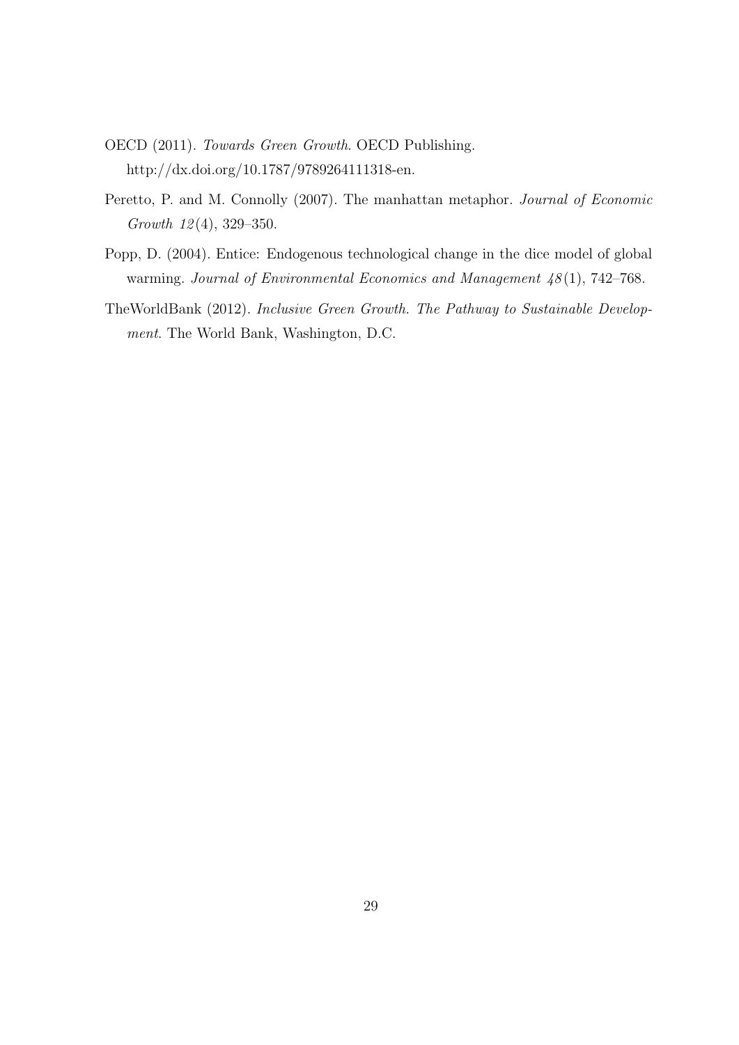OECD (2011). *Towards Green Growth*. OECD Publishing. http://dx.doi.org/10.1787/9789264111318-en.

Peretto, P. and M. Connolly (2007). The manhattan metaphor. *Journal of Economic Growth 12*(4), 329–350.

Popp, D. (2004). Entice: Endogenous technological change in the dice model of global warming. *Journal of Environmental Economics and Management 48*(1), 742–768.

TheWorldBank (2012). *Inclusive Green Growth. The Pathway to Sustainable Development*. The World Bank, Washington, D.C.